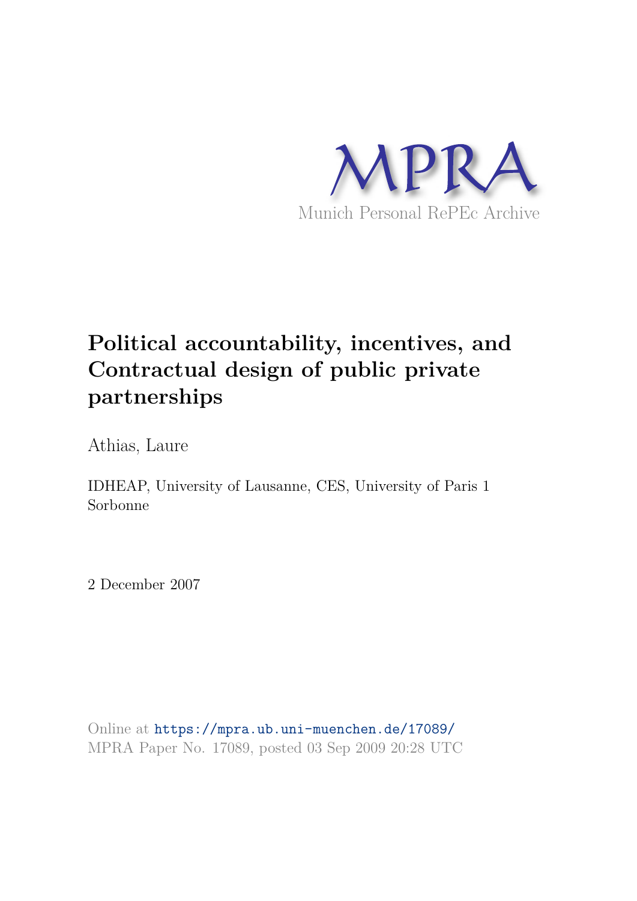MPRA

Munich Personal RePEc Archive

# Political accountability, incentives, and Contractual design of public private partnerships

Athias, Laure

IDHEAP, University of Lausanne, CES, University of Paris 1 Sorbonne

2 December 2007

Online at https://mpra.ub.uni-muenchen.de/17089/
MPRA Paper No. 17089, posted 03 Sep 2009 20:28 UTC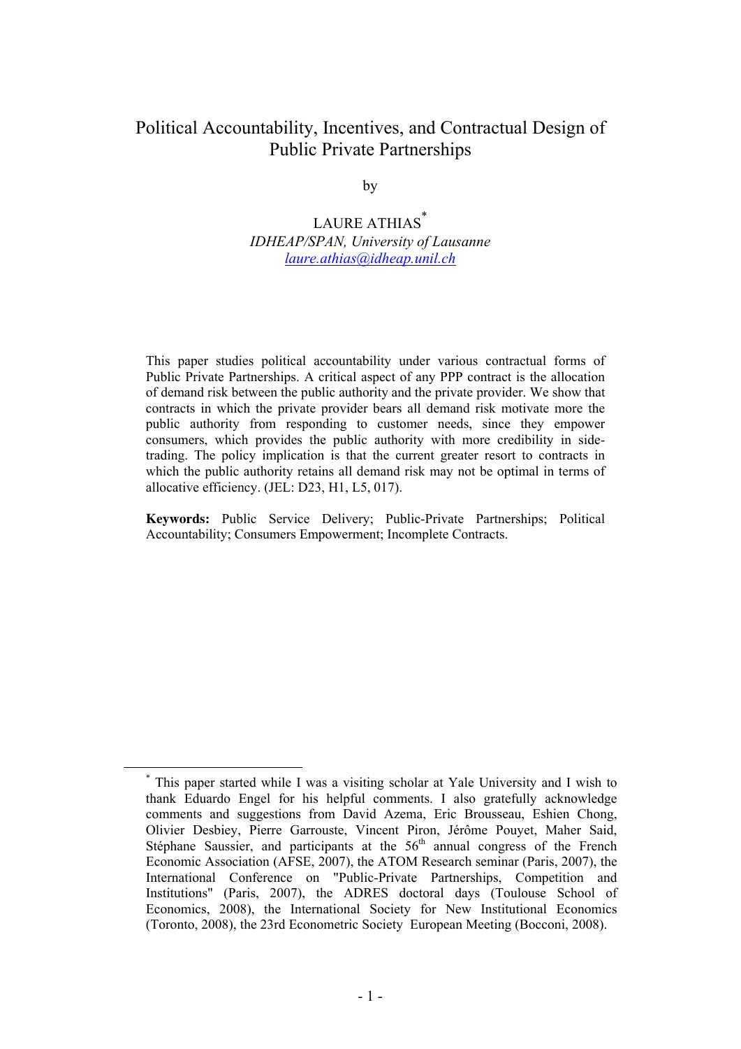# Political Accountability, Incentives, and Contractual Design of Public Private Partnerships

by

LAURE ATHIAS[*]

*IDHEAP/SPAN, University of Lausanne*

laure.athias@idheap.unil.ch

This paper studies political accountability under various contractual forms of Public Private Partnerships. A critical aspect of any PPP contract is the allocation of demand risk between the public authority and the private provider. We show that contracts in which the private provider bears all demand risk motivate more the public authority from responding to customer needs, since they empower consumers, which provides the public authority with more credibility in side-trading. The policy implication is that the current greater resort to contracts in which the public authority retains all demand risk may not be optimal in terms of allocative efficiency. (JEL: D23, H1, L5, 017).

**Keywords:** Public Service Delivery; Public-Private Partnerships; Political Accountability; Consumers Empowerment; Incomplete Contracts.

[*] This paper started while I was a visiting scholar at Yale University and I wish to thank Eduardo Engel for his helpful comments. I also gratefully acknowledge comments and suggestions from David Azema, Eric Brousseau, Eshien Chong, Olivier Desbiey, Pierre Garrouste, Vincent Piron, Jérôme Pouyet, Maher Said, Stéphane Saussier, and participants at the 56th annual congress of the French Economic Association (AFSE, 2007), the ATOM Research seminar (Paris, 2007), the International Conference on "Public-Private Partnerships, Competition and Institutions" (Paris, 2007), the ADRES doctoral days (Toulouse School of Economics, 2008), the International Society for New Institutional Economics (Toronto, 2008), the 23rd Econometric Society European Meeting (Bocconi, 2008).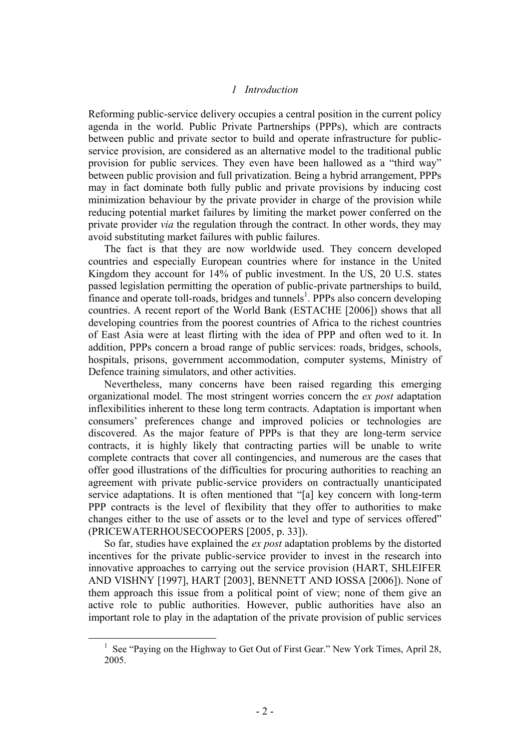# 1 Introduction

Reforming public-service delivery occupies a central position in the current policy agenda in the world. Public Private Partnerships (PPPs), which are contracts between public and private sector to build and operate infrastructure for public-service provision, are considered as an alternative model to the traditional public provision for public services. They even have been hallowed as a "third way" between public provision and full privatization. Being a hybrid arrangement, PPPs may in fact dominate both fully public and private provisions by inducing cost minimization behaviour by the private provider in charge of the provision while reducing potential market failures by limiting the market power conferred on the private provider *via* the regulation through the contract. In other words, they may avoid substituting market failures with public failures.

The fact is that they are now worldwide used. They concern developed countries and especially European countries where for instance in the United Kingdom they account for 14% of public investment. In the US, 20 U.S. states passed legislation permitting the operation of public-private partnerships to build, finance and operate toll-roads, bridges and tunnels[1]. PPPs also concern developing countries. A recent report of the World Bank (ESTACHE [2006]) shows that all developing countries from the poorest countries of Africa to the richest countries of East Asia were at least flirting with the idea of PPP and often wed to it. In addition, PPPs concern a broad range of public services: roads, bridges, schools, hospitals, prisons, government accommodation, computer systems, Ministry of Defence training simulators, and other activities.

Nevertheless, many concerns have been raised regarding this emerging organizational model. The most stringent worries concern the *ex post* adaptation inflexibilities inherent to these long term contracts. Adaptation is important when consumers' preferences change and improved policies or technologies are discovered. As the major feature of PPPs is that they are long-term service contracts, it is highly likely that contracting parties will be unable to write complete contracts that cover all contingencies, and numerous are the cases that offer good illustrations of the difficulties for procuring authorities to reaching an agreement with private public-service providers on contractually unanticipated service adaptations. It is often mentioned that "[a] key concern with long-term PPP contracts is the level of flexibility that they offer to authorities to make changes either to the use of assets or to the level and type of services offered" (PRICEWATERHOUSECOOPERS [2005, p. 33]).

So far, studies have explained the *ex post* adaptation problems by the distorted incentives for the private public-service provider to invest in the research into innovative approaches to carrying out the service provision (HART, SHLEIFER AND VISHNY [1997], HART [2003], BENNETT AND IOSSA [2006]). None of them approach this issue from a political point of view; none of them give an active role to public authorities. However, public authorities have also an important role to play in the adaptation of the private provision of public services

[1] See "Paying on the Highway to Get Out of First Gear." New York Times, April 28, 2005.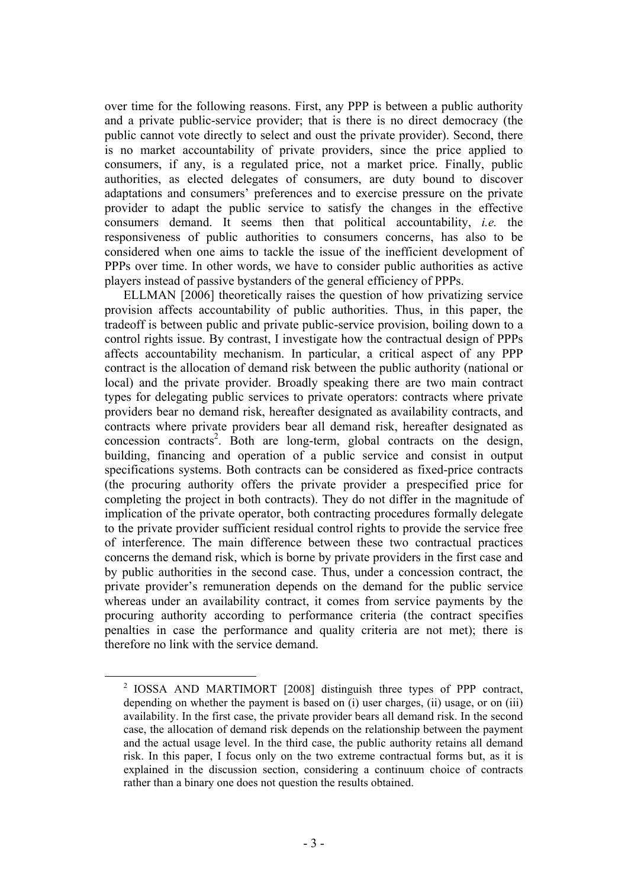over time for the following reasons. First, any PPP is between a public authority and a private public-service provider; that is there is no direct democracy (the public cannot vote directly to select and oust the private provider). Second, there is no market accountability of private providers, since the price applied to consumers, if any, is a regulated price, not a market price. Finally, public authorities, as elected delegates of consumers, are duty bound to discover adaptations and consumers' preferences and to exercise pressure on the private provider to adapt the public service to satisfy the changes in the effective consumers demand. It seems then that political accountability, *i.e.* the responsiveness of public authorities to consumers concerns, has also to be considered when one aims to tackle the issue of the inefficient development of PPPs over time. In other words, we have to consider public authorities as active players instead of passive bystanders of the general efficiency of PPPs.

ELLMAN [2006] theoretically raises the question of how privatizing service provision affects accountability of public authorities. Thus, in this paper, the tradeoff is between public and private public-service provision, boiling down to a control rights issue. By contrast, I investigate how the contractual design of PPPs affects accountability mechanism. In particular, a critical aspect of any PPP contract is the allocation of demand risk between the public authority (national or local) and the private provider. Broadly speaking there are two main contract types for delegating public services to private operators: contracts where private providers bear no demand risk, hereafter designated as availability contracts, and contracts where private providers bear all demand risk, hereafter designated as concession contracts[2]. Both are long-term, global contracts on the design, building, financing and operation of a public service and consist in output specifications systems. Both contracts can be considered as fixed-price contracts (the procuring authority offers the private provider a prespecified price for completing the project in both contracts). They do not differ in the magnitude of implication of the private operator, both contracting procedures formally delegate to the private provider sufficient residual control rights to provide the service free of interference. The main difference between these two contractual practices concerns the demand risk, which is borne by private providers in the first case and by public authorities in the second case. Thus, under a concession contract, the private provider's remuneration depends on the demand for the public service whereas under an availability contract, it comes from service payments by the procuring authority according to performance criteria (the contract specifies penalties in case the performance and quality criteria are not met); there is therefore no link with the service demand.

[2] IOSSA AND MARTIMORT [2008] distinguish three types of PPP contract, depending on whether the payment is based on (i) user charges, (ii) usage, or on (iii) availability. In the first case, the private provider bears all demand risk. In the second case, the allocation of demand risk depends on the relationship between the payment and the actual usage level. In the third case, the public authority retains all demand risk. In this paper, I focus only on the two extreme contractual forms but, as it is explained in the discussion section, considering a continuum choice of contracts rather than a binary one does not question the results obtained.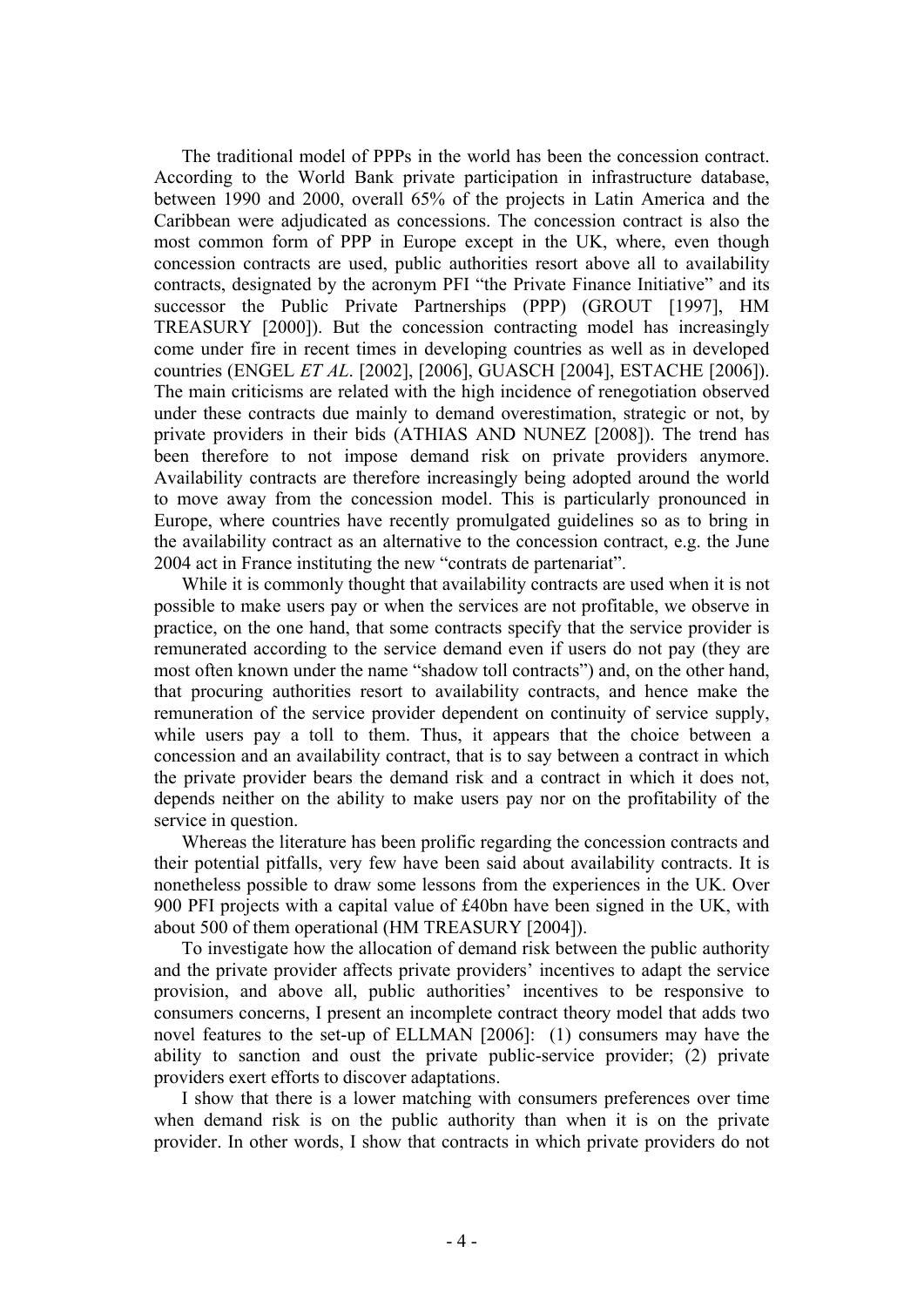The traditional model of PPPs in the world has been the concession contract. According to the World Bank private participation in infrastructure database, between 1990 and 2000, overall 65% of the projects in Latin America and the Caribbean were adjudicated as concessions. The concession contract is also the most common form of PPP in Europe except in the UK, where, even though concession contracts are used, public authorities resort above all to availability contracts, designated by the acronym PFI "the Private Finance Initiative" and its successor the Public Private Partnerships (PPP) (GROUT [1997], HM TREASURY [2000]). But the concession contracting model has increasingly come under fire in recent times in developing countries as well as in developed countries (ENGEL *ET AL*. [2002], [2006], GUASCH [2004], ESTACHE [2006]). The main criticisms are related with the high incidence of renegotiation observed under these contracts due mainly to demand overestimation, strategic or not, by private providers in their bids (ATHIAS AND NUNEZ [2008]). The trend has been therefore to not impose demand risk on private providers anymore. Availability contracts are therefore increasingly being adopted around the world to move away from the concession model. This is particularly pronounced in Europe, where countries have recently promulgated guidelines so as to bring in the availability contract as an alternative to the concession contract, e.g. the June 2004 act in France instituting the new "contrats de partenariat".

While it is commonly thought that availability contracts are used when it is not possible to make users pay or when the services are not profitable, we observe in practice, on the one hand, that some contracts specify that the service provider is remunerated according to the service demand even if users do not pay (they are most often known under the name "shadow toll contracts") and, on the other hand, that procuring authorities resort to availability contracts, and hence make the remuneration of the service provider dependent on continuity of service supply, while users pay a toll to them. Thus, it appears that the choice between a concession and an availability contract, that is to say between a contract in which the private provider bears the demand risk and a contract in which it does not, depends neither on the ability to make users pay nor on the profitability of the service in question.

Whereas the literature has been prolific regarding the concession contracts and their potential pitfalls, very few have been said about availability contracts. It is nonetheless possible to draw some lessons from the experiences in the UK. Over 900 PFI projects with a capital value of £40bn have been signed in the UK, with about 500 of them operational (HM TREASURY [2004]).

To investigate how the allocation of demand risk between the public authority and the private provider affects private providers' incentives to adapt the service provision, and above all, public authorities' incentives to be responsive to consumers concerns, I present an incomplete contract theory model that adds two novel features to the set-up of ELLMAN [2006]: (1) consumers may have the ability to sanction and oust the private public-service provider; (2) private providers exert efforts to discover adaptations.

I show that there is a lower matching with consumers preferences over time when demand risk is on the public authority than when it is on the private provider. In other words, I show that contracts in which private providers do not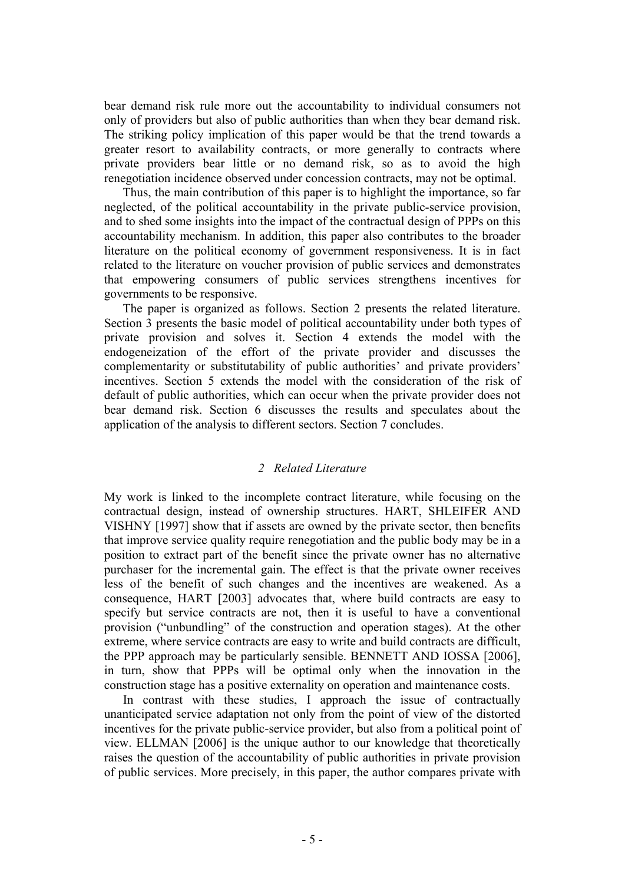bear demand risk rule more out the accountability to individual consumers not only of providers but also of public authorities than when they bear demand risk. The striking policy implication of this paper would be that the trend towards a greater resort to availability contracts, or more generally to contracts where private providers bear little or no demand risk, so as to avoid the high renegotiation incidence observed under concession contracts, may not be optimal.

Thus, the main contribution of this paper is to highlight the importance, so far neglected, of the political accountability in the private public-service provision, and to shed some insights into the impact of the contractual design of PPPs on this accountability mechanism. In addition, this paper also contributes to the broader literature on the political economy of government responsiveness. It is in fact related to the literature on voucher provision of public services and demonstrates that empowering consumers of public services strengthens incentives for governments to be responsive.

The paper is organized as follows. Section 2 presents the related literature. Section 3 presents the basic model of political accountability under both types of private provision and solves it. Section 4 extends the model with the endogeneization of the effort of the private provider and discusses the complementarity or substitutability of public authorities' and private providers' incentives. Section 5 extends the model with the consideration of the risk of default of public authorities, which can occur when the private provider does not bear demand risk. Section 6 discusses the results and speculates about the application of the analysis to different sectors. Section 7 concludes.

## *2 Related Literature*

My work is linked to the incomplete contract literature, while focusing on the contractual design, instead of ownership structures. HART, SHLEIFER AND VISHNY [1997] show that if assets are owned by the private sector, then benefits that improve service quality require renegotiation and the public body may be in a position to extract part of the benefit since the private owner has no alternative purchaser for the incremental gain. The effect is that the private owner receives less of the benefit of such changes and the incentives are weakened. As a consequence, HART [2003] advocates that, where build contracts are easy to specify but service contracts are not, then it is useful to have a conventional provision ("unbundling" of the construction and operation stages). At the other extreme, where service contracts are easy to write and build contracts are difficult, the PPP approach may be particularly sensible. BENNETT AND IOSSA [2006], in turn, show that PPPs will be optimal only when the innovation in the construction stage has a positive externality on operation and maintenance costs.

In contrast with these studies, I approach the issue of contractually unanticipated service adaptation not only from the point of view of the distorted incentives for the private public-service provider, but also from a political point of view. ELLMAN [2006] is the unique author to our knowledge that theoretically raises the question of the accountability of public authorities in private provision of public services. More precisely, in this paper, the author compares private with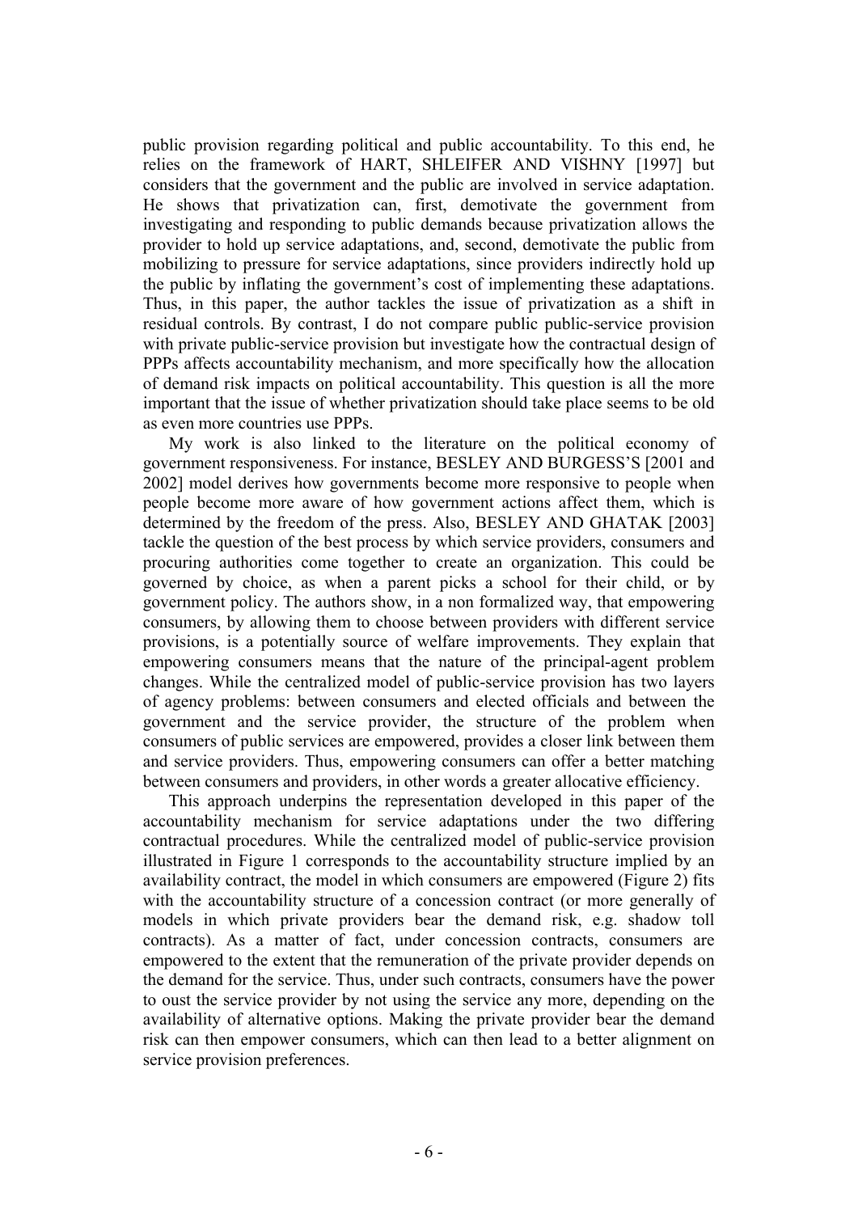public provision regarding political and public accountability. To this end, he relies on the framework of HART, SHLEIFER AND VISHNY [1997] but considers that the government and the public are involved in service adaptation. He shows that privatization can, first, demotivate the government from investigating and responding to public demands because privatization allows the provider to hold up service adaptations, and, second, demotivate the public from mobilizing to pressure for service adaptations, since providers indirectly hold up the public by inflating the government's cost of implementing these adaptations. Thus, in this paper, the author tackles the issue of privatization as a shift in residual controls. By contrast, I do not compare public public-service provision with private public-service provision but investigate how the contractual design of PPPs affects accountability mechanism, and more specifically how the allocation of demand risk impacts on political accountability. This question is all the more important that the issue of whether privatization should take place seems to be old as even more countries use PPPs.

My work is also linked to the literature on the political economy of government responsiveness. For instance, BESLEY AND BURGESS'S [2001 and 2002] model derives how governments become more responsive to people when people become more aware of how government actions affect them, which is determined by the freedom of the press. Also, BESLEY AND GHATAK [2003] tackle the question of the best process by which service providers, consumers and procuring authorities come together to create an organization. This could be governed by choice, as when a parent picks a school for their child, or by government policy. The authors show, in a non formalized way, that empowering consumers, by allowing them to choose between providers with different service provisions, is a potentially source of welfare improvements. They explain that empowering consumers means that the nature of the principal-agent problem changes. While the centralized model of public-service provision has two layers of agency problems: between consumers and elected officials and between the government and the service provider, the structure of the problem when consumers of public services are empowered, provides a closer link between them and service providers. Thus, empowering consumers can offer a better matching between consumers and providers, in other words a greater allocative efficiency.

This approach underpins the representation developed in this paper of the accountability mechanism for service adaptations under the two differing contractual procedures. While the centralized model of public-service provision illustrated in Figure 1 corresponds to the accountability structure implied by an availability contract, the model in which consumers are empowered (Figure 2) fits with the accountability structure of a concession contract (or more generally of models in which private providers bear the demand risk, e.g. shadow toll contracts). As a matter of fact, under concession contracts, consumers are empowered to the extent that the remuneration of the private provider depends on the demand for the service. Thus, under such contracts, consumers have the power to oust the service provider by not using the service any more, depending on the availability of alternative options. Making the private provider bear the demand risk can then empower consumers, which can then lead to a better alignment on service provision preferences.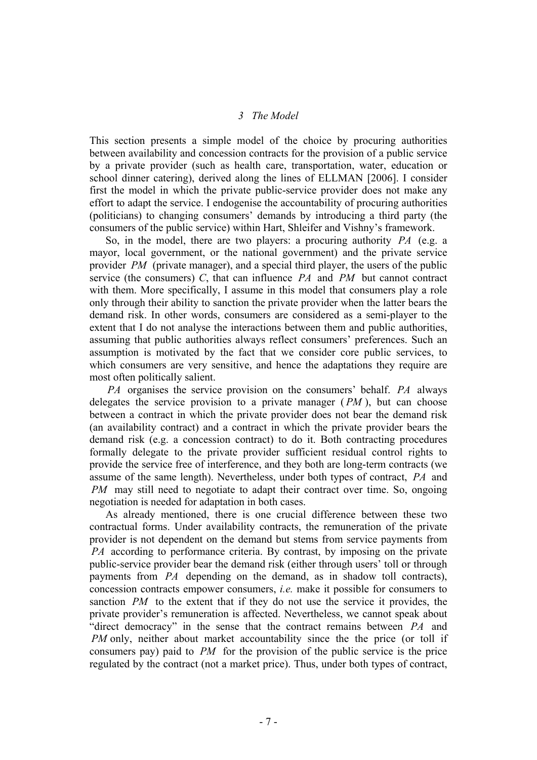## 3 The Model

This section presents a simple model of the choice by procuring authorities between availability and concession contracts for the provision of a public service by a private provider (such as health care, transportation, water, education or school dinner catering), derived along the lines of ELLMAN [2006]. I consider first the model in which the private public-service provider does not make any effort to adapt the service. I endogenise the accountability of procuring authorities (politicians) to changing consumers' demands by introducing a third party (the consumers of the public service) within Hart, Shleifer and Vishny's framework.

So, in the model, there are two players: a procuring authority $PA$ (e.g. a mayor, local government, or the national government) and the private service provider $PM$ (private manager), and a special third player, the users of the public service (the consumers) $C$, that can influence $PA$ and $PM$ but cannot contract with them. More specifically, I assume in this model that consumers play a role only through their ability to sanction the private provider when the latter bears the demand risk. In other words, consumers are considered as a semi-player to the extent that I do not analyse the interactions between them and public authorities, assuming that public authorities always reflect consumers' preferences. Such an assumption is motivated by the fact that we consider core public services, to which consumers are very sensitive, and hence the adaptations they require are most often politically salient.

$PA$ organises the service provision on the consumers' behalf. $PA$ always delegates the service provision to a private manager ($PM$), but can choose between a contract in which the private provider does not bear the demand risk (an availability contract) and a contract in which the private provider bears the demand risk (e.g. a concession contract) to do it. Both contracting procedures formally delegate to the private provider sufficient residual control rights to provide the service free of interference, and they both are long-term contracts (we assume of the same length). Nevertheless, under both types of contract, $PA$ and $PM$ may still need to negotiate to adapt their contract over time. So, ongoing negotiation is needed for adaptation in both cases.

As already mentioned, there is one crucial difference between these two contractual forms. Under availability contracts, the remuneration of the private provider is not dependent on the demand but stems from service payments from $PA$ according to performance criteria. By contrast, by imposing on the private public-service provider bear the demand risk (either through users' toll or through payments from $PA$ depending on the demand, as in shadow toll contracts), concession contracts empower consumers, *i.e.* make it possible for consumers to sanction $PM$ to the extent that if they do not use the service it provides, the private provider's remuneration is affected. Nevertheless, we cannot speak about "direct democracy" in the sense that the contract remains between $PA$ and $PM$ only, neither about market accountability since the the price (or toll if consumers pay) paid to $PM$ for the provision of the public service is the price regulated by the contract (not a market price). Thus, under both types of contract,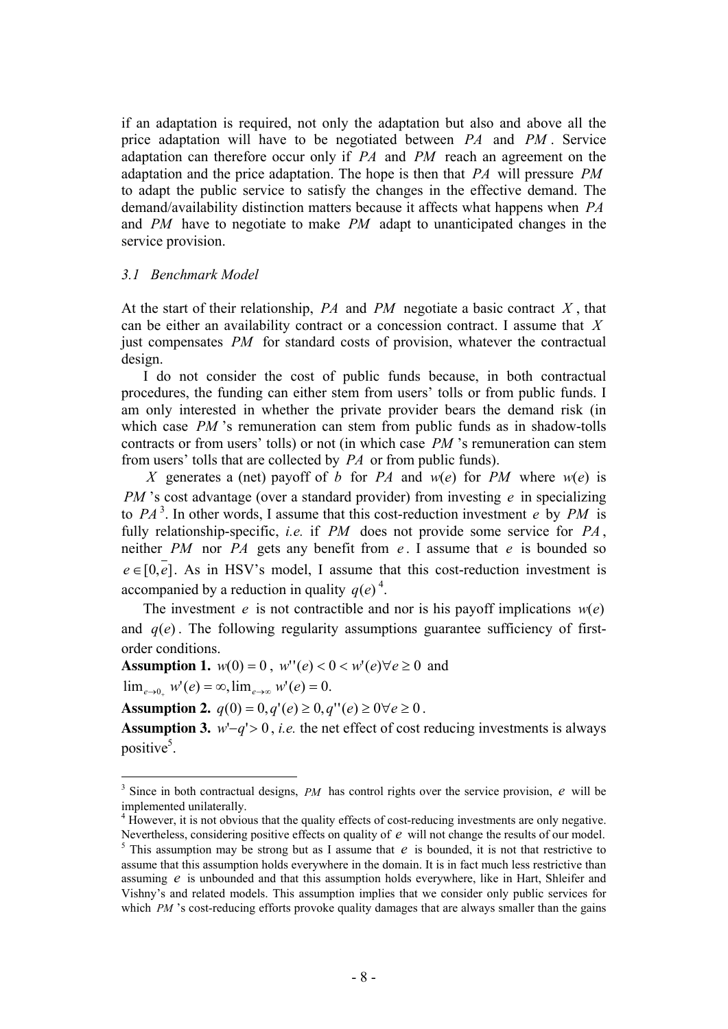if an adaptation is required, not only the adaptation but also and above all the price adaptation will have to be negotiated between $PA$ and $PM$. Service adaptation can therefore occur only if $PA$ and $PM$ reach an agreement on the adaptation and the price adaptation. The hope is then that $PA$ will pressure $PM$ to adapt the public service to satisfy the changes in the effective demand. The demand/availability distinction matters because it affects what happens when $PA$ and $PM$ have to negotiate to make $PM$ adapt to unanticipated changes in the service provision.

### *3.1 Benchmark Model*

At the start of their relationship, $PA$ and $PM$ negotiate a basic contract $X$, that can be either an availability contract or a concession contract. I assume that $X$ just compensates $PM$ for standard costs of provision, whatever the contractual design.

I do not consider the cost of public funds because, in both contractual procedures, the funding can either stem from users' tolls or from public funds. I am only interested in whether the private provider bears the demand risk (in which case $PM$'s remuneration can stem from public funds as in shadow-tolls contracts or from users' tolls) or not (in which case $PM$'s remuneration can stem from users' tolls that are collected by $PA$ or from public funds).

$X$ generates a (net) payoff of $b$ for $PA$ and $w(e)$ for $PM$ where $w(e)$ is $PM$'s cost advantage (over a standard provider) from investing $e$ in specializing to $PA$ [3]. In other words, I assume that this cost-reduction investment $e$ by $PM$ is fully relationship-specific, *i.e.* if $PM$ does not provide some service for $PA$, neither $PM$ nor $PA$ gets any benefit from $e$. I assume that $e$ is bounded so $e \in [0, \overline{e}]$. As in HSV's model, I assume that this cost-reduction investment is accompanied by a reduction in quality $q(e)$ [4].

The investment $e$ is not contractible and nor is his payoff implications $w(e)$ and $q(e)$. The following regularity assumptions guarantee sufficiency of first-order conditions.

**Assumption 1.** $w(0) = 0$, $w''(e) < 0 < w'(e) \forall e \geq 0$ and $\lim_{e \to 0_+} w'(e) = \infty, \lim_{e \to \infty} w'(e) = 0.$

**Assumption 2.** $q(0) = 0, q'(e) \geq 0, q''(e) \geq 0 \forall e \geq 0$.

**Assumption 3.** $w' - q' > 0$, *i.e.* the net effect of cost reducing investments is always positive[5].

---

[3] Since in both contractual designs, $PM$ has control rights over the service provision, $e$ will be implemented unilaterally.

[4] However, it is not obvious that the quality effects of cost-reducing investments are only negative. Nevertheless, considering positive effects on quality of $e$ will not change the results of our model.

[5] This assumption may be strong but as I assume that $e$ is bounded, it is not that restrictive to assume that this assumption holds everywhere in the domain. It is in fact much less restrictive than assuming $e$ is unbounded and that this assumption holds everywhere, like in Hart, Shleifer and Vishny's and related models. This assumption implies that we consider only public services for which $PM$'s cost-reducing efforts provoke quality damages that are always smaller than the gains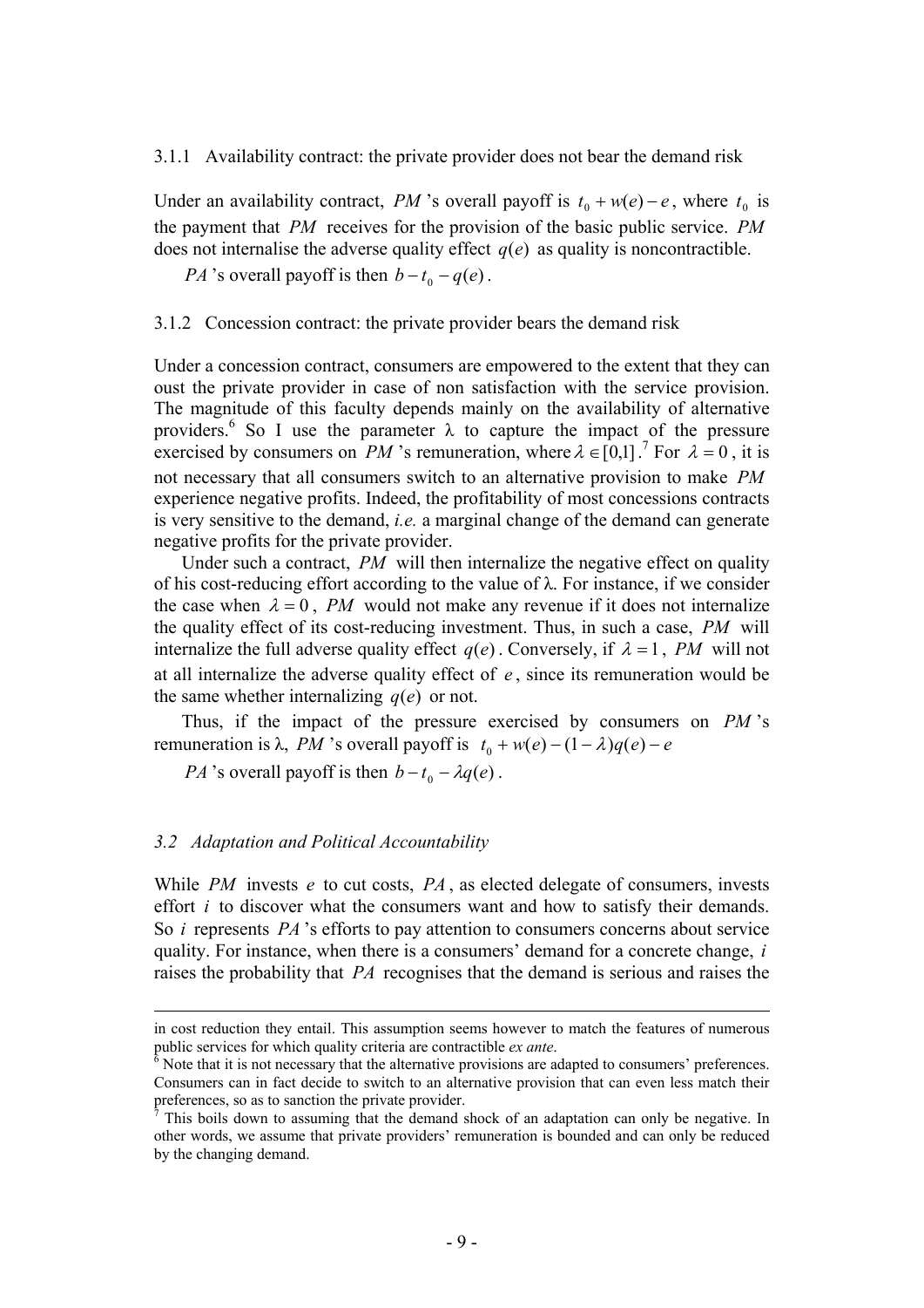#### 3.1.1 Availability contract: the private provider does not bear the demand risk

Under an availability contract, $PM$ 's overall payoff is $t_0 + w(e) - e$, where $t_0$ is the payment that $PM$ receives for the provision of the basic public service. $PM$ does not internalise the adverse quality effect $q(e)$ as quality is noncontractible.

$PA$ 's overall payoff is then $b - t_0 - q(e)$.

#### 3.1.2 Concession contract: the private provider bears the demand risk

Under a concession contract, consumers are empowered to the extent that they can oust the private provider in case of non satisfaction with the service provision. The magnitude of this faculty depends mainly on the availability of alternative providers.[6] So I use the parameter $\lambda$ to capture the impact of the pressure exercised by consumers on $PM$ 's remuneration, where $\lambda \in [0,1]$.[7] For $\lambda = 0$, it is not necessary that all consumers switch to an alternative provision to make $PM$ experience negative profits. Indeed, the profitability of most concessions contracts is very sensitive to the demand, *i.e.* a marginal change of the demand can generate negative profits for the private provider.

Under such a contract, $PM$ will then internalize the negative effect on quality of his cost-reducing effort according to the value of $\lambda$. For instance, if we consider the case when $\lambda = 0$, $PM$ would not make any revenue if it does not internalize the quality effect of its cost-reducing investment. Thus, in such a case, $PM$ will internalize the full adverse quality effect $q(e)$. Conversely, if $\lambda = 1$, $PM$ will not at all internalize the adverse quality effect of $e$, since its remuneration would be the same whether internalizing $q(e)$ or not.

Thus, if the impact of the pressure exercised by consumers on $PM$ 's remuneration is $\lambda$, $PM$ 's overall payoff is $t_0 + w(e) - (1 - \lambda)q(e) - e$

$PA$ 's overall payoff is then $b - t_0 - \lambda q(e)$.

### *3.2 Adaptation and Political Accountability*

While $PM$ invests $e$ to cut costs, $PA$, as elected delegate of consumers, invests effort $i$ to discover what the consumers want and how to satisfy their demands. So $i$ represents $PA$ 's efforts to pay attention to consumers concerns about service quality. For instance, when there is a consumers' demand for a concrete change, $i$ raises the probability that $PA$ recognises that the demand is serious and raises the

---

in cost reduction they entail. This assumption seems however to match the features of numerous public services for which quality criteria are contractible *ex ante*.

[6] Note that it is not necessary that the alternative provisions are adapted to consumers' preferences. Consumers can in fact decide to switch to an alternative provision that can even less match their preferences, so as to sanction the private provider.

[7] This boils down to assuming that the demand shock of an adaptation can only be negative. In other words, we assume that private providers' remuneration is bounded and can only be reduced by the changing demand.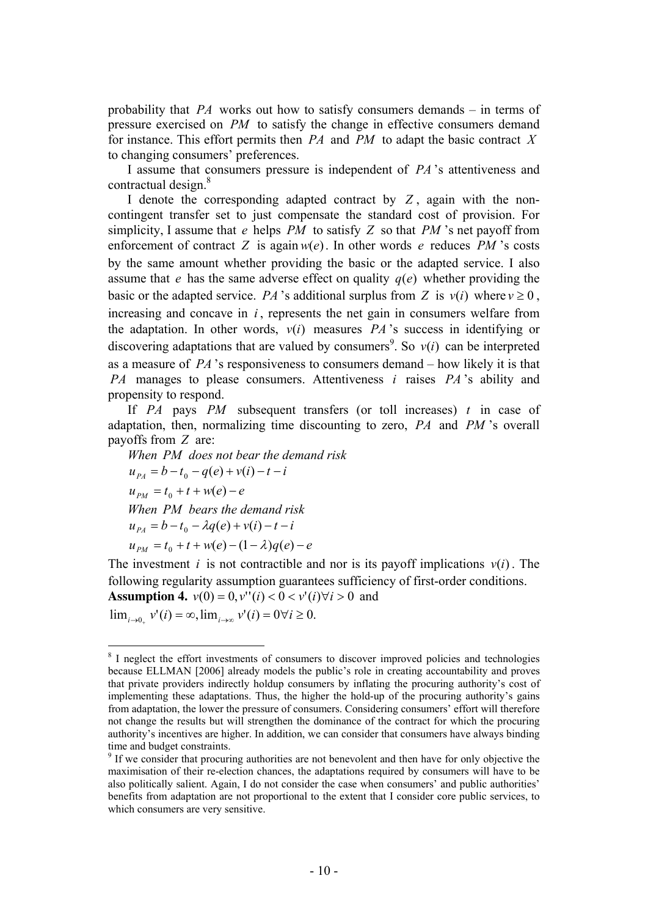probability that $PA$ works out how to satisfy consumers demands – in terms of pressure exercised on $PM$ to satisfy the change in effective consumers demand for instance. This effort permits then $PA$ and $PM$ to adapt the basic contract $X$ to changing consumers' preferences.

I assume that consumers pressure is independent of $PA$'s attentiveness and contractual design.[8]

I denote the corresponding adapted contract by $Z$, again with the non-contingent transfer set to just compensate the standard cost of provision. For simplicity, I assume that $e$ helps $PM$ to satisfy $Z$ so that $PM$'s net payoff from enforcement of contract $Z$ is again $w(e)$. In other words $e$ reduces $PM$'s costs by the same amount whether providing the basic or the adapted service. I also assume that $e$ has the same adverse effect on quality $q(e)$ whether providing the basic or the adapted service. $PA$'s additional surplus from $Z$ is $v(i)$ where $v \geq 0$, increasing and concave in $i$, represents the net gain in consumers welfare from the adaptation. In other words, $v(i)$ measures $PA$'s success in identifying or discovering adaptations that are valued by consumers[9]. So $v(i)$ can be interpreted as a measure of $PA$'s responsiveness to consumers demand – how likely it is that $PA$ manages to please consumers. Attentiveness $i$ raises $PA$'s ability and propensity to respond.

If $PA$ pays $PM$ subsequent transfers (or toll increases) $t$ in case of adaptation, then, normalizing time discounting to zero, $PA$ and $PM$'s overall payoffs from $Z$ are:

*When $PM$ does not bear the demand risk*

$$u_{PA} = b - t_0 - q(e) + v(i) - t - i$$

$$u_{PM} = t_0 + t + w(e) - e$$

*When $PM$ bears the demand risk*

$$u_{PA} = b - t_0 - \lambda q(e) + v(i) - t - i$$

$$u_{PM} = t_0 + t + w(e) - (1-\lambda)q(e) - e$$

The investment $i$ is not contractible and nor is its payoff implications $v(i)$. The following regularity assumption guarantees sufficiency of first-order conditions.

**Assumption 4.** $v(0) = 0, v''(i) < 0 < v'(i) \forall i > 0$ and $\lim_{i \to 0_+} v'(i) = \infty, \lim_{i \to \infty} v'(i) = 0 \forall i \geq 0.$

---

[8] I neglect the effort investments of consumers to discover improved policies and technologies because ELLMAN [2006] already models the public's role in creating accountability and proves that private providers indirectly holdup consumers by inflating the procuring authority's cost of implementing these adaptations. Thus, the higher the hold-up of the procuring authority's gains from adaptation, the lower the pressure of consumers. Considering consumers' effort will therefore not change the results but will strengthen the dominance of the contract for which the procuring authority's incentives are higher. In addition, we can consider that consumers have always binding time and budget constraints.

[9] If we consider that procuring authorities are not benevolent and then have for only objective the maximisation of their re-election chances, the adaptations required by consumers will have to be also politically salient. Again, I do not consider the case when consumers' and public authorities' benefits from adaptation are not proportional to the extent that I consider core public services, to which consumers are very sensitive.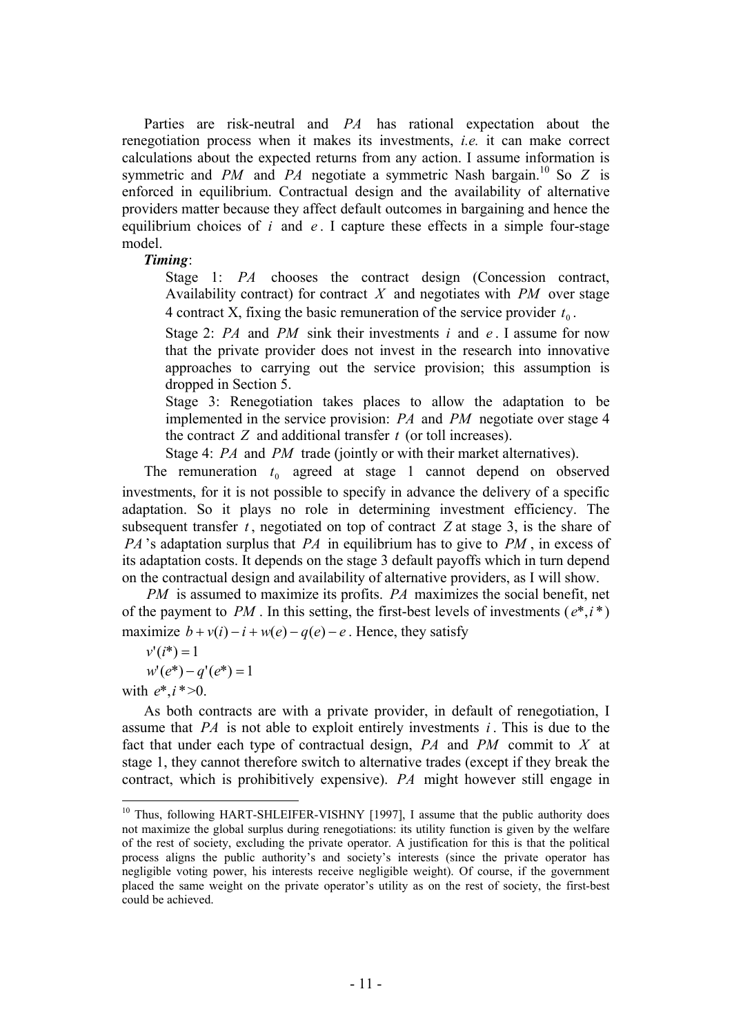Parties are risk-neutral and $PA$ has rational expectation about the renegotiation process when it makes its investments, *i.e.* it can make correct calculations about the expected returns from any action. I assume information is symmetric and $PM$ and $PA$ negotiate a symmetric Nash bargain.[10] So $Z$ is enforced in equilibrium. Contractual design and the availability of alternative providers matter because they affect default outcomes in bargaining and hence the equilibrium choices of $i$ and $e$. I capture these effects in a simple four-stage model.

***Timing***:

> Stage 1: $PA$ chooses the contract design (Concession contract, Availability contract) for contract $X$ and negotiates with $PM$ over stage 4 contract X, fixing the basic remuneration of the service provider $t_0$.
>
> Stage 2: $PA$ and $PM$ sink their investments $i$ and $e$. I assume for now that the private provider does not invest in the research into innovative approaches to carrying out the service provision; this assumption is dropped in Section 5.
>
> Stage 3: Renegotiation takes places to allow the adaptation to be implemented in the service provision: $PA$ and $PM$ negotiate over stage 4 the contract $Z$ and additional transfer $t$ (or toll increases).
>
> Stage 4: $PA$ and $PM$ trade (jointly or with their market alternatives).

The remuneration $t_0$ agreed at stage 1 cannot depend on observed investments, for it is not possible to specify in advance the delivery of a specific adaptation. So it plays no role in determining investment efficiency. The subsequent transfer $t$, negotiated on top of contract $Z$ at stage 3, is the share of $PA$'s adaptation surplus that $PA$ in equilibrium has to give to $PM$, in excess of its adaptation costs. It depends on the stage 3 default payoffs which in turn depend on the contractual design and availability of alternative providers, as I will show.

$PM$ is assumed to maximize its profits. $PA$ maximizes the social benefit, net of the payment to $PM$. In this setting, the first-best levels of investments ($e^*, i^*$) maximize $b + v(i) - i + w(e) - q(e) - e$. Hence, they satisfy

$$v'(i^*) = 1$$

$$w'(e^*) - q'(e^*) = 1$$

with $e^*, i^*$>0.

As both contracts are with a private provider, in default of renegotiation, I assume that $PA$ is not able to exploit entirely investments $i$. This is due to the fact that under each type of contractual design, $PA$ and $PM$ commit to $X$ at stage 1, they cannot therefore switch to alternative trades (except if they break the contract, which is prohibitively expensive). $PA$ might however still engage in

---

[10] Thus, following HART-SHLEIFER-VISHNY [1997], I assume that the public authority does not maximize the global surplus during renegotiations: its utility function is given by the welfare of the rest of society, excluding the private operator. A justification for this is that the political process aligns the public authority's and society's interests (since the private operator has negligible voting power, his interests receive negligible weight). Of course, if the government placed the same weight on the private operator's utility as on the rest of society, the first-best could be achieved.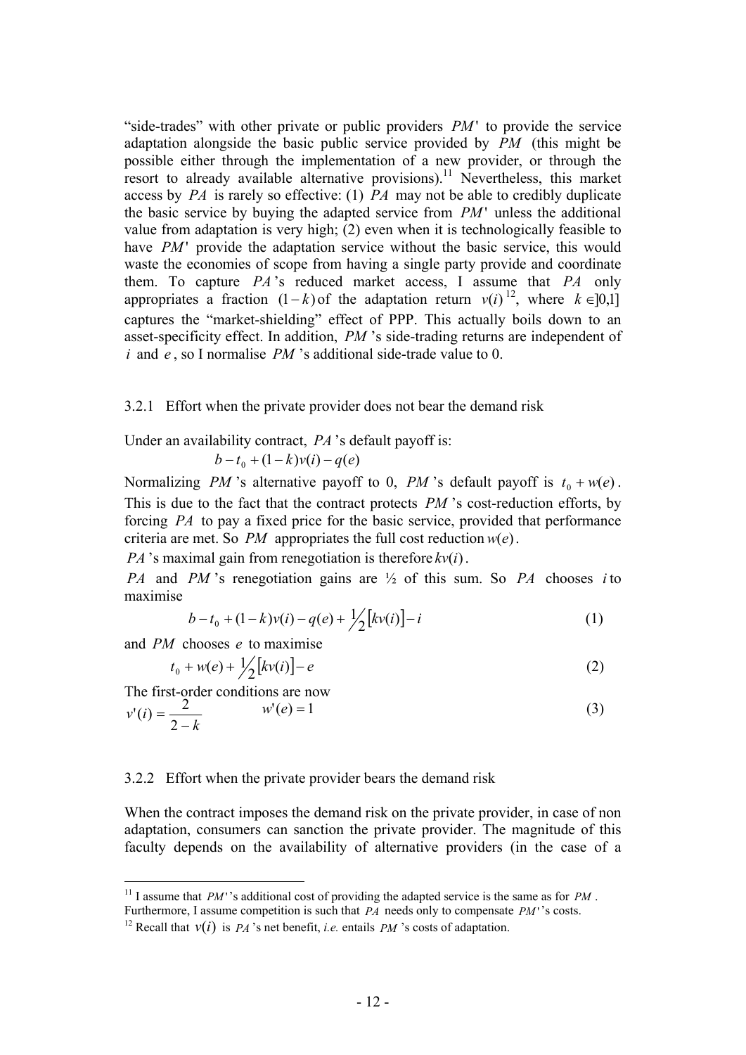"side-trades" with other private or public providers $PM'$ to provide the service adaptation alongside the basic public service provided by $PM$ (this might be possible either through the implementation of a new provider, or through the resort to already available alternative provisions).[11] Nevertheless, this market access by $PA$ is rarely so effective: (1) $PA$ may not be able to credibly duplicate the basic service by buying the adapted service from $PM'$ unless the additional value from adaptation is very high; (2) even when it is technologically feasible to have $PM'$ provide the adaptation service without the basic service, this would waste the economies of scope from having a single party provide and coordinate them. To capture $PA$'s reduced market access, I assume that $PA$ only appropriates a fraction $(1-k)$ of the adaptation return $v(i)$[12], where $k \in ]0,1]$ captures the "market-shielding" effect of PPP. This actually boils down to an asset-specificity effect. In addition, $PM$'s side-trading returns are independent of $i$ and $e$, so I normalise $PM$'s additional side-trade value to 0.

### 3.2.1 Effort when the private provider does not bear the demand risk

Under an availability contract, $PA$'s default payoff is:

$$b - t_0 + (1-k)v(i) - q(e)$$

Normalizing $PM$'s alternative payoff to 0, $PM$'s default payoff is $t_0 + w(e)$. This is due to the fact that the contract protects $PM$'s cost-reduction efforts, by forcing $PA$ to pay a fixed price for the basic service, provided that performance criteria are met. So $PM$ appropriates the full cost reduction $w(e)$.

$PA$'s maximal gain from renegotiation is therefore $kv(i)$.

$PA$ and $PM$'s renegotiation gains are ½ of this sum. So $PA$ chooses $i$ to maximise

$$b - t_0 + (1-k)v(i) - q(e) + \tfrac{1}{2}\left[kv(i)\right] - i \qquad (1)$$

and $PM$ chooses $e$ to maximise

$$t_0 + w(e) + \tfrac{1}{2}\left[kv(i)\right] - e \qquad (2)$$

The first-order conditions are now

$$v'(i) = \frac{2}{2-k} \qquad w'(e) = 1 \qquad (3)$$

### 3.2.2 Effort when the private provider bears the demand risk

When the contract imposes the demand risk on the private provider, in case of non adaptation, consumers can sanction the private provider. The magnitude of this faculty depends on the availability of alternative providers (in the case of a

---

[11] I assume that $PM'$'s additional cost of providing the adapted service is the same as for $PM$. Furthermore, I assume competition is such that $PA$ needs only to compensate $PM'$'s costs.

[12] Recall that $v(i)$ is $PA$'s net benefit, *i.e.* entails $PM$'s costs of adaptation.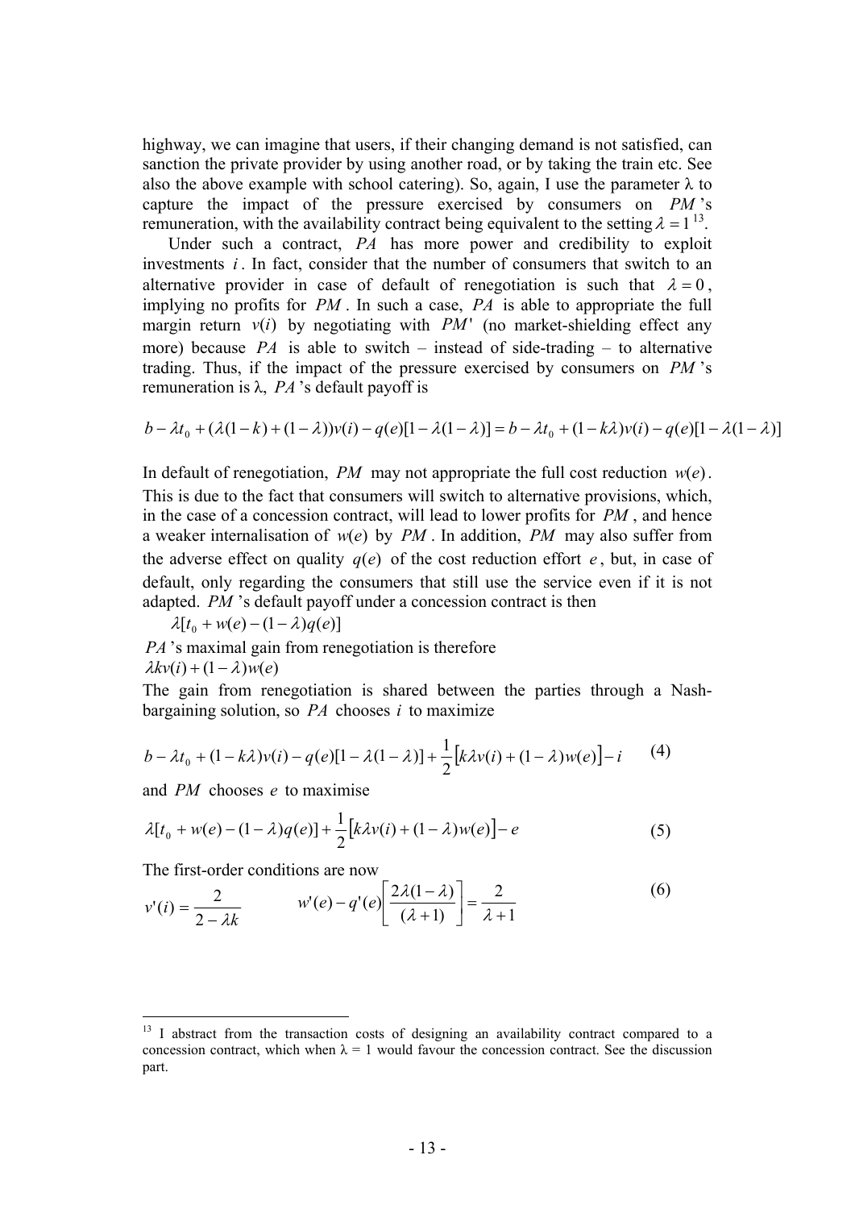highway, we can imagine that users, if their changing demand is not satisfied, can sanction the private provider by using another road, or by taking the train etc. See also the above example with school catering). So, again, I use the parameter λ to capture the impact of the pressure exercised by consumers on $PM$'s remuneration, with the availability contract being equivalent to the setting $\lambda = 1$ [13].

Under such a contract, $PA$ has more power and credibility to exploit investments $i$. In fact, consider that the number of consumers that switch to an alternative provider in case of default of renegotiation is such that $\lambda = 0$, implying no profits for $PM$. In such a case, $PA$ is able to appropriate the full margin return $v(i)$ by negotiating with $PM'$ (no market-shielding effect any more) because $PA$ is able to switch – instead of side-trading – to alternative trading. Thus, if the impact of the pressure exercised by consumers on $PM$'s remuneration is λ, $PA$'s default payoff is

$$b - \lambda t_0 + (\lambda(1-k) + (1-\lambda))v(i) - q(e)[1-\lambda(1-\lambda)] = b - \lambda t_0 + (1-k\lambda)v(i) - q(e)[1-\lambda(1-\lambda)]$$

In default of renegotiation, $PM$ may not appropriate the full cost reduction $w(e)$. This is due to the fact that consumers will switch to alternative provisions, which, in the case of a concession contract, will lead to lower profits for $PM$, and hence a weaker internalisation of $w(e)$ by $PM$. In addition, $PM$ may also suffer from the adverse effect on quality $q(e)$ of the cost reduction effort $e$, but, in case of default, only regarding the consumers that still use the service even if it is not adapted. $PM$'s default payoff under a concession contract is then

$$\lambda[t_0 + w(e) - (1-\lambda)q(e)]$$

$PA$'s maximal gain from renegotiation is therefore

$$\lambda k v(i) + (1-\lambda)w(e)$$

The gain from renegotiation is shared between the parties through a Nash-bargaining solution, so $PA$ chooses $i$ to maximize

$$b - \lambda t_0 + (1-k\lambda)v(i) - q(e)[1-\lambda(1-\lambda)] + \frac{1}{2}\left[k\lambda v(i) + (1-\lambda)w(e)\right] - i \qquad (4)$$

and $PM$ chooses $e$ to maximise

$$\lambda[t_0 + w(e) - (1-\lambda)q(e)] + \frac{1}{2}\left[k\lambda v(i) + (1-\lambda)w(e)\right] - e \qquad (5)$$

The first-order conditions are now

$$v'(i) = \frac{2}{2-\lambda k} \qquad w'(e) - q'(e)\left[\frac{2\lambda(1-\lambda)}{(\lambda+1)}\right] = \frac{2}{\lambda+1} \qquad (6)$$

[13] I abstract from the transaction costs of designing an availability contract compared to a concession contract, which when λ = 1 would favour the concession contract. See the discussion part.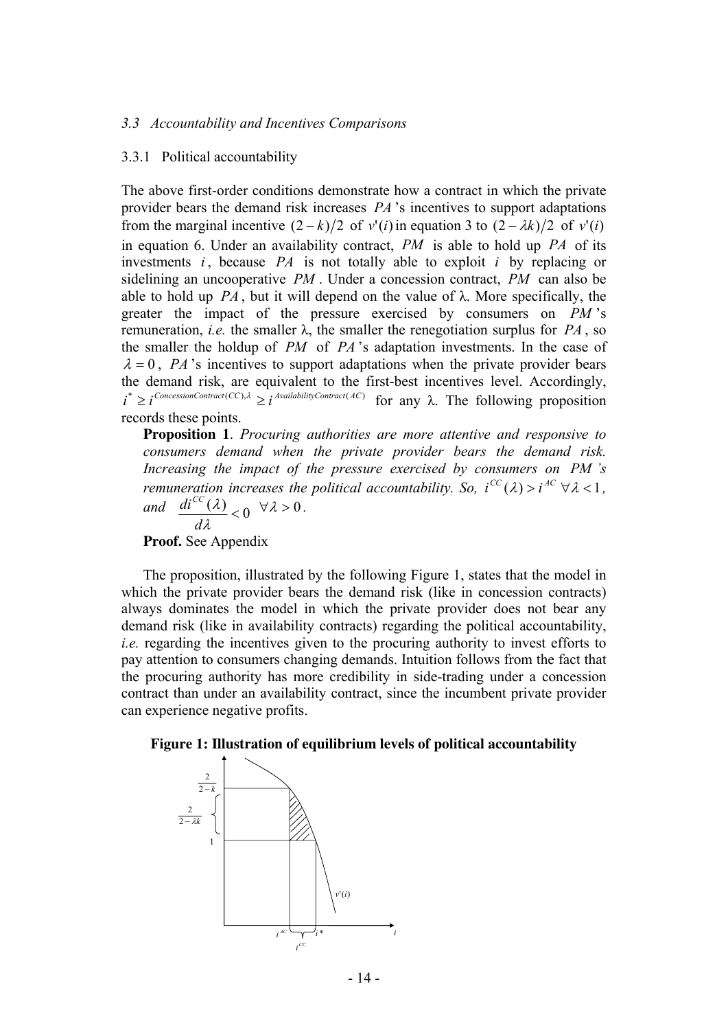*3.3 Accountability and Incentives Comparisons*

3.3.1 Political accountability

The above first-order conditions demonstrate how a contract in which the private provider bears the demand risk increases $PA$'s incentives to support adaptations from the marginal incentive $(2-k)/2$ of $v'(i)$ in equation 3 to $(2-\lambda k)/2$ of $v'(i)$ in equation 6. Under an availability contract, $PM$ is able to hold up $PA$ of its investments $i$, because $PA$ is not totally able to exploit $i$ by replacing or sidelining an uncooperative $PM$. Under a concession contract, $PM$ can also be able to hold up $PA$, but it will depend on the value of λ. More specifically, the greater the impact of the pressure exercised by consumers on $PM$'s remuneration, *i.e.* the smaller λ, the smaller the renegotiation surplus for $PA$, so the smaller the holdup of $PM$ of $PA$'s adaptation investments. In the case of $\lambda = 0$, $PA$'s incentives to support adaptations when the private provider bears the demand risk, are equivalent to the first-best incentives level. Accordingly, $i^* \geq i^{ConcessionContract(CC),\lambda} \geq i^{AvailabilityContract(AC)}$ for any λ. The following proposition records these points.

**Proposition 1**. *Procuring authorities are more attentive and responsive to consumers demand when the private provider bears the demand risk. Increasing the impact of the pressure exercised by consumers on PM's remuneration increases the political accountability. So,* $i^{CC}(\lambda) > i^{AC} \; \forall \lambda < 1$, *and* $\dfrac{di^{CC}(\lambda)}{d\lambda} < 0 \;\; \forall \lambda > 0$.

**Proof.** See Appendix

The proposition, illustrated by the following Figure 1, states that the model in which the private provider bears the demand risk (like in concession contracts) always dominates the model in which the private provider does not bear any demand risk (like in availability contracts) regarding the political accountability, *i.e.* regarding the incentives given to the procuring authority to invest efforts to pay attention to consumers changing demands. Intuition follows from the fact that the procuring authority has more credibility in side-trading under a concession contract than under an availability contract, since the incumbent private provider can experience negative profits.

**Figure 1: Illustration of equilibrium levels of political accountability**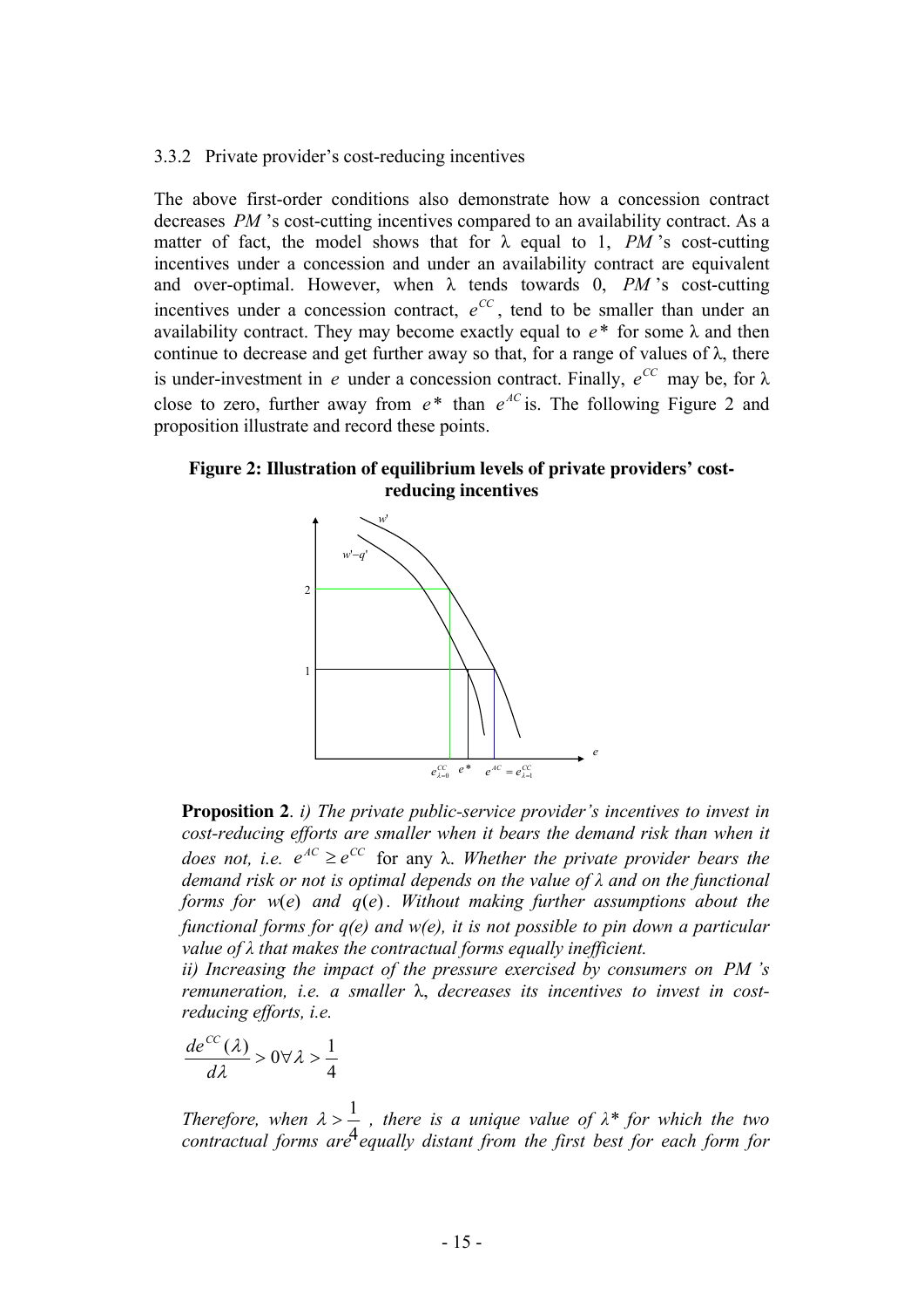### 3.3.2 Private provider's cost-reducing incentives

The above first-order conditions also demonstrate how a concession contract decreases *PM* 's cost-cutting incentives compared to an availability contract. As a matter of fact, the model shows that for λ equal to 1, *PM* 's cost-cutting incentives under a concession and under an availability contract are equivalent and over-optimal. However, when λ tends towards 0, *PM* 's cost-cutting incentives under a concession contract, $e^{CC}$, tend to be smaller than under an availability contract. They may become exactly equal to $e^*$ for some λ and then continue to decrease and get further away so that, for a range of values of λ, there is under-investment in $e$ under a concession contract. Finally, $e^{CC}$ may be, for λ close to zero, further away from $e^*$ than $e^{AC}$ is. The following Figure 2 and proposition illustrate and record these points.

**Figure 2: Illustration of equilibrium levels of private providers' cost-reducing incentives**

**Proposition 2**. *i) The private public-service provider's incentives to invest in cost-reducing efforts are smaller when it bears the demand risk than when it does not, i.e.* $e^{AC} \geq e^{CC}$ *for any* λ. *Whether the private provider bears the demand risk or not is optimal depends on the value of λ and on the functional forms for* $w(e)$ *and* $q(e)$. *Without making further assumptions about the functional forms for q(e) and w(e), it is not possible to pin down a particular value of λ that makes the contractual forms equally inefficient.*

*ii) Increasing the impact of the pressure exercised by consumers on PM 's remuneration, i.e. a smaller* λ, *decreases its incentives to invest in cost-reducing efforts, i.e.*

$$\frac{de^{CC}(\lambda)}{d\lambda} > 0 \forall \lambda > \frac{1}{4}$$

*Therefore, when* $\lambda > \frac{1}{4}$ *, there is a unique value of λ\* for which the two contractual forms are equally distant from the first best for each form for*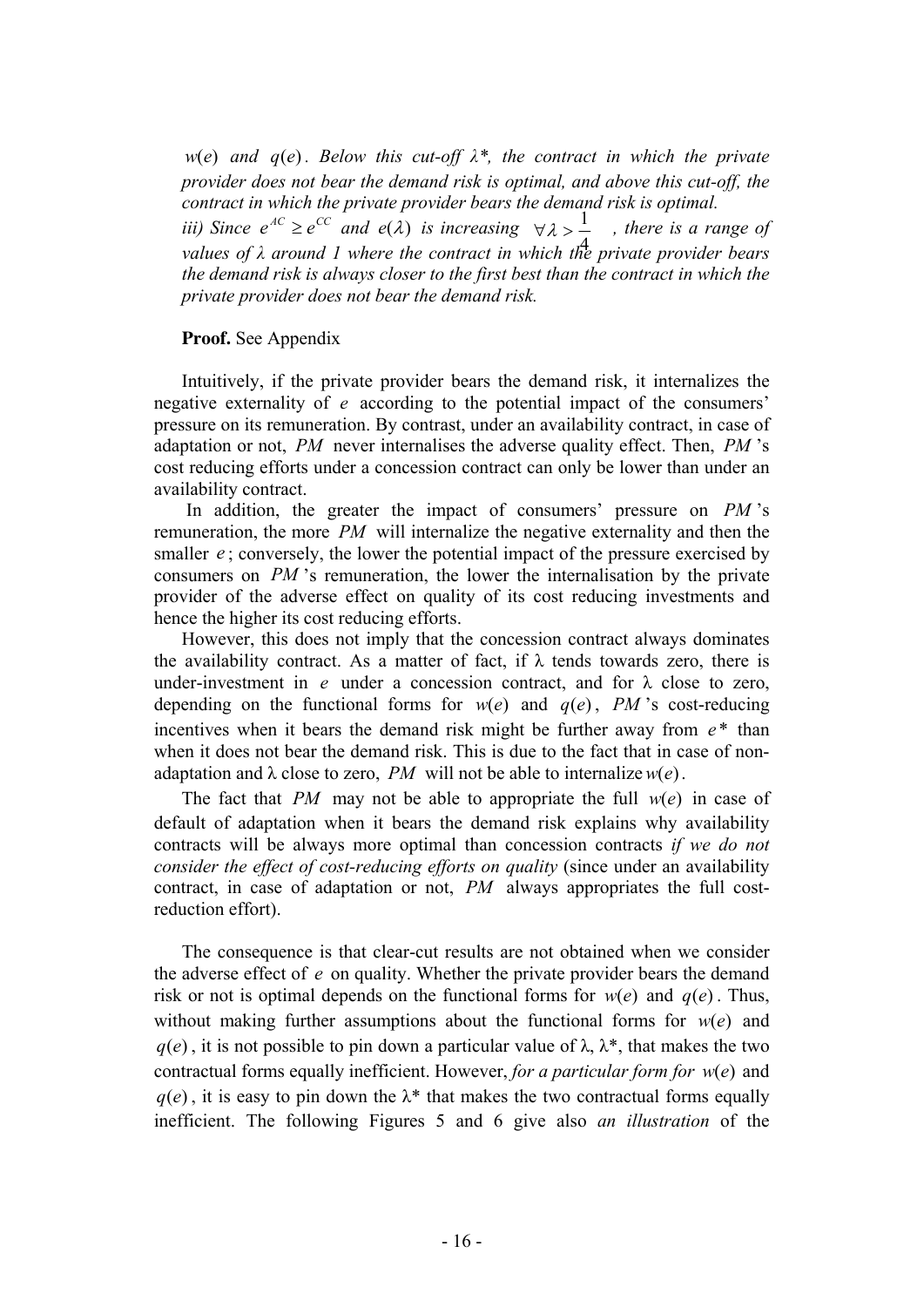*$w(e)$ and $q(e)$. Below this cut-off λ\*, the contract in which the private provider does not bear the demand risk is optimal, and above this cut-off, the contract in which the private provider bears the demand risk is optimal.*

*iii) Since $e^{AC} \geq e^{CC}$ and $e(\lambda)$ is increasing $\forall \lambda > \frac{1}{4}$ , there is a range of values of λ around 1 where the contract in which the private provider bears the demand risk is always closer to the first best than the contract in which the private provider does not bear the demand risk.*

**Proof.** See Appendix

Intuitively, if the private provider bears the demand risk, it internalizes the negative externality of $e$ according to the potential impact of the consumers' pressure on its remuneration. By contrast, under an availability contract, in case of adaptation or not, $PM$ never internalises the adverse quality effect. Then, $PM$'s cost reducing efforts under a concession contract can only be lower than under an availability contract.

In addition, the greater the impact of consumers' pressure on $PM$'s remuneration, the more $PM$ will internalize the negative externality and then the smaller $e$; conversely, the lower the potential impact of the pressure exercised by consumers on $PM$'s remuneration, the lower the internalisation by the private provider of the adverse effect on quality of its cost reducing investments and hence the higher its cost reducing efforts.

However, this does not imply that the concession contract always dominates the availability contract. As a matter of fact, if λ tends towards zero, there is under-investment in $e$ under a concession contract, and for λ close to zero, depending on the functional forms for $w(e)$ and $q(e)$, $PM$'s cost-reducing incentives when it bears the demand risk might be further away from $e^*$ than when it does not bear the demand risk. This is due to the fact that in case of non-adaptation and λ close to zero, $PM$ will not be able to internalize $w(e)$.

The fact that $PM$ may not be able to appropriate the full $w(e)$ in case of default of adaptation when it bears the demand risk explains why availability contracts will be always more optimal than concession contracts *if we do not consider the effect of cost-reducing efforts on quality* (since under an availability contract, in case of adaptation or not, $PM$ always appropriates the full cost-reduction effort).

The consequence is that clear-cut results are not obtained when we consider the adverse effect of $e$ on quality. Whether the private provider bears the demand risk or not is optimal depends on the functional forms for $w(e)$ and $q(e)$. Thus, without making further assumptions about the functional forms for $w(e)$ and $q(e)$, it is not possible to pin down a particular value of λ, λ\*, that makes the two contractual forms equally inefficient. However, *for a particular form for* $w(e)$ and $q(e)$, it is easy to pin down the λ\* that makes the two contractual forms equally inefficient. The following Figures 5 and 6 give also *an illustration* of the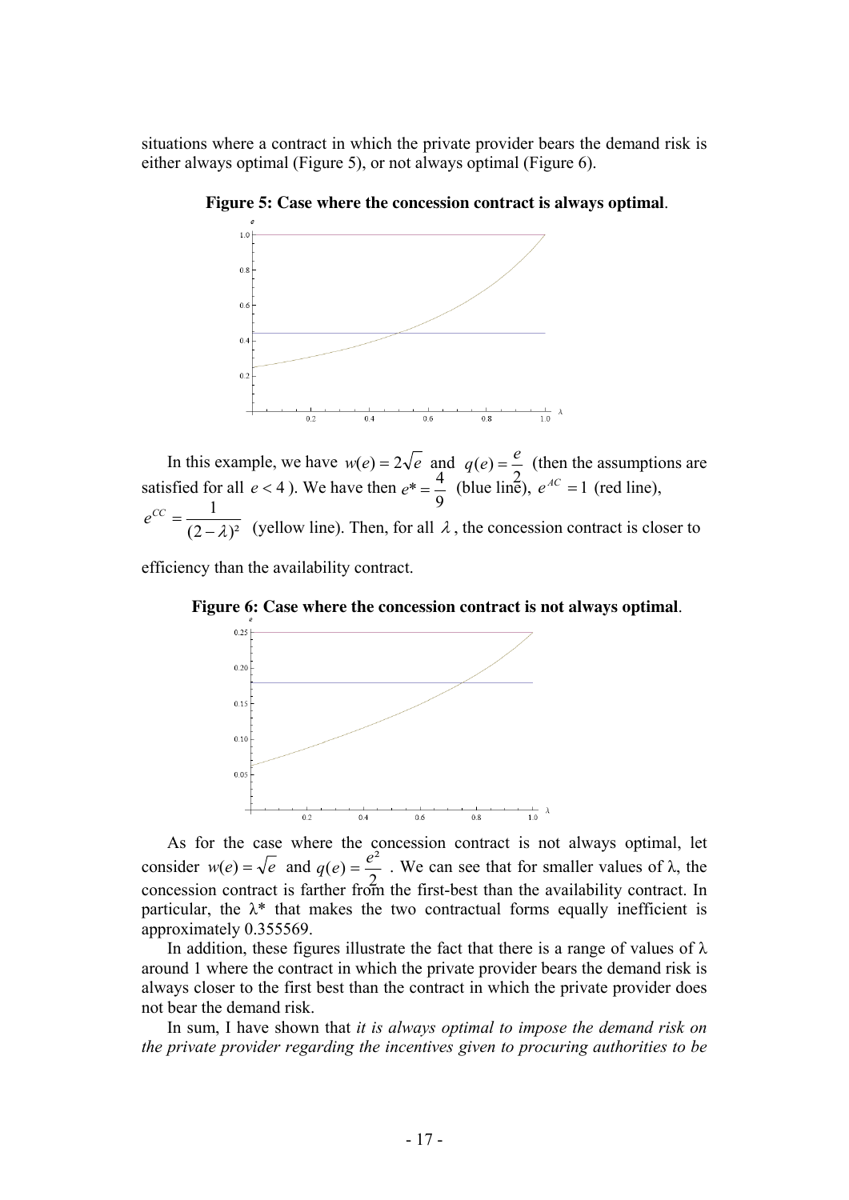situations where a contract in which the private provider bears the demand risk is either always optimal (Figure 5), or not always optimal (Figure 6).

**Figure 5: Case where the concession contract is always optimal**.

In this example, we have $w(e) = 2\sqrt{e}$ and $q(e) = \frac{e}{2}$ (then the assumptions are satisfied for all $e < 4$ ). We have then $e^* = \frac{4}{9}$ (blue line), $e^{AC} = 1$ (red line), $e^{CC} = \frac{1}{(2-\lambda)^2}$ (yellow line). Then, for all $\lambda$, the concession contract is closer to efficiency than the availability contract.

**Figure 6: Case where the concession contract is not always optimal**.

As for the case where the concession contract is not always optimal, let consider $w(e) = \sqrt{e}$ and $q(e) = \frac{e^2}{2}$ . We can see that for smaller values of λ, the concession contract is farther from the first-best than the availability contract. In particular, the λ* that makes the two contractual forms equally inefficient is approximately 0.355569.

In addition, these figures illustrate the fact that there is a range of values of λ around 1 where the contract in which the private provider bears the demand risk is always closer to the first best than the contract in which the private provider does not bear the demand risk.

In sum, I have shown that *it is always optimal to impose the demand risk on the private provider regarding the incentives given to procuring authorities to be*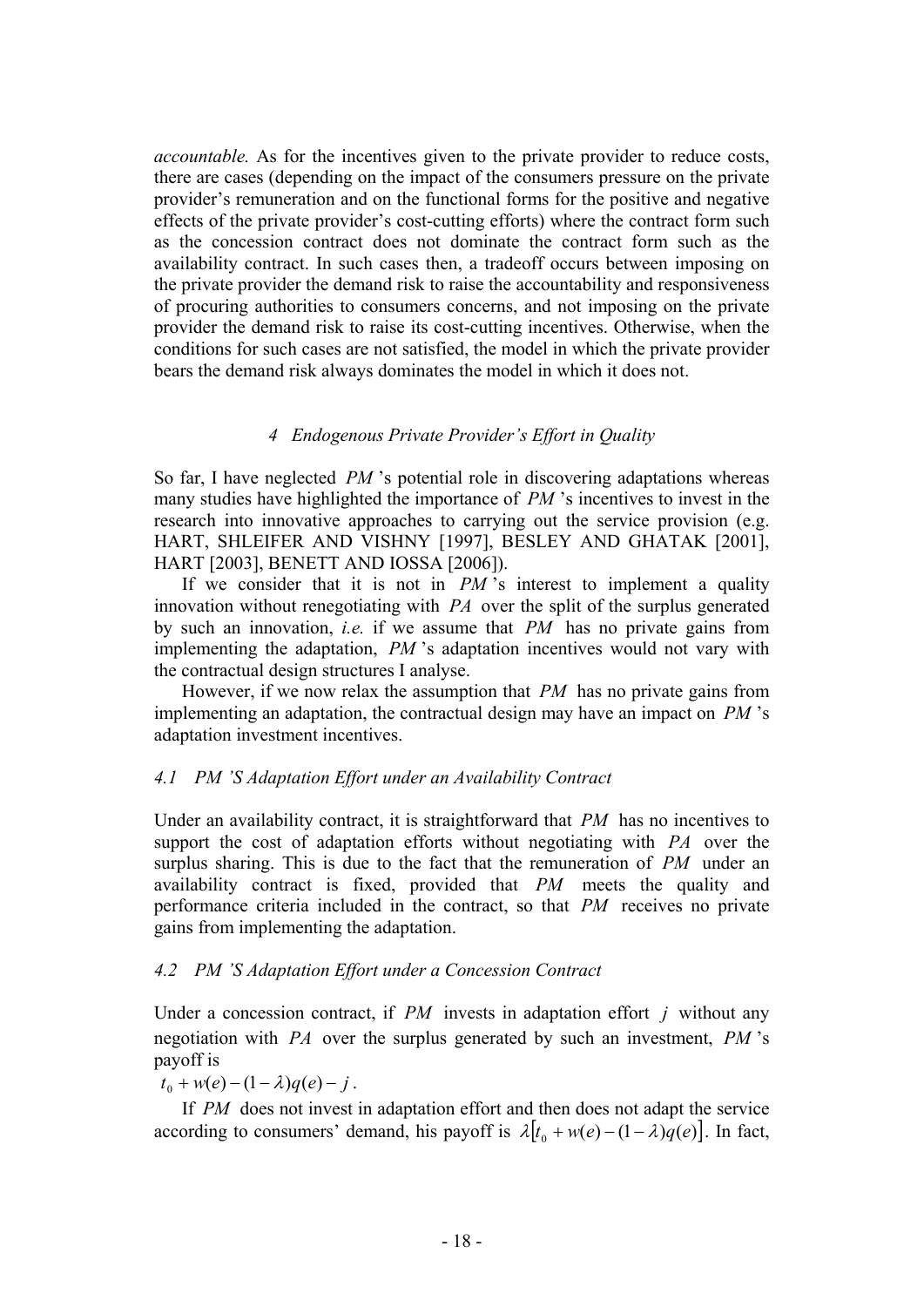*accountable.* As for the incentives given to the private provider to reduce costs, there are cases (depending on the impact of the consumers pressure on the private provider's remuneration and on the functional forms for the positive and negative effects of the private provider's cost-cutting efforts) where the contract form such as the concession contract does not dominate the contract form such as the availability contract. In such cases then, a tradeoff occurs between imposing on the private provider the demand risk to raise the accountability and responsiveness of procuring authorities to consumers concerns, and not imposing on the private provider the demand risk to raise its cost-cutting incentives. Otherwise, when the conditions for such cases are not satisfied, the model in which the private provider bears the demand risk always dominates the model in which it does not.

## *4 Endogenous Private Provider's Effort in Quality*

So far, I have neglected $PM$'s potential role in discovering adaptations whereas many studies have highlighted the importance of $PM$'s incentives to invest in the research into innovative approaches to carrying out the service provision (e.g. HART, SHLEIFER AND VISHNY [1997], BESLEY AND GHATAK [2001], HART [2003], BENETT AND IOSSA [2006]).

If we consider that it is not in $PM$'s interest to implement a quality innovation without renegotiating with $PA$ over the split of the surplus generated by such an innovation, *i.e.* if we assume that $PM$ has no private gains from implementing the adaptation, $PM$'s adaptation incentives would not vary with the contractual design structures I analyse.

However, if we now relax the assumption that $PM$ has no private gains from implementing an adaptation, the contractual design may have an impact on $PM$'s adaptation investment incentives.

### *4.1 PM'S Adaptation Effort under an Availability Contract*

Under an availability contract, it is straightforward that $PM$ has no incentives to support the cost of adaptation efforts without negotiating with $PA$ over the surplus sharing. This is due to the fact that the remuneration of $PM$ under an availability contract is fixed, provided that $PM$ meets the quality and performance criteria included in the contract, so that $PM$ receives no private gains from implementing the adaptation.

### *4.2 PM'S Adaptation Effort under a Concession Contract*

Under a concession contract, if $PM$ invests in adaptation effort $j$ without any negotiation with $PA$ over the surplus generated by such an investment, $PM$'s payoff is

$t_0 + w(e) - (1-\lambda)q(e) - j$.

If $PM$ does not invest in adaptation effort and then does not adapt the service according to consumers' demand, his payoff is $\lambda\left[t_0 + w(e) - (1-\lambda)q(e)\right]$. In fact,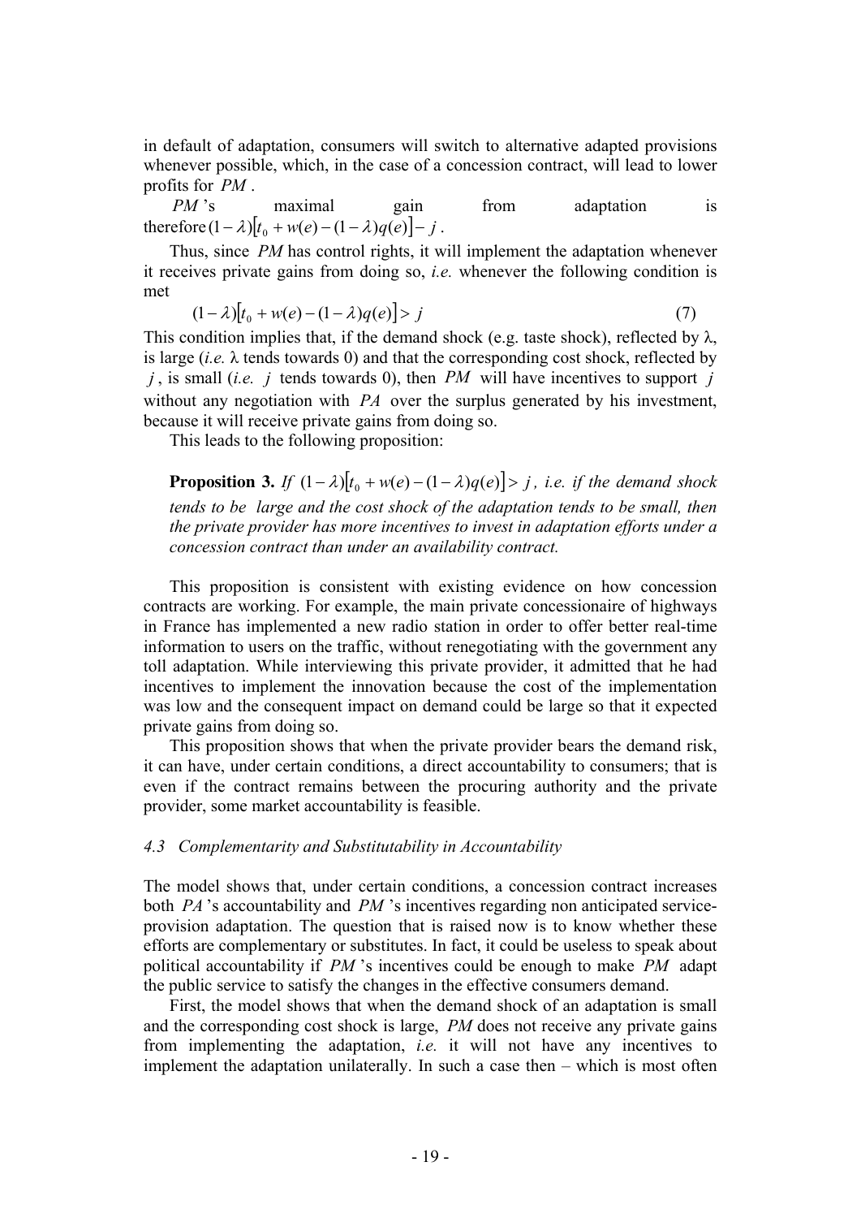in default of adaptation, consumers will switch to alternative adapted provisions whenever possible, which, in the case of a concession contract, will lead to lower profits for $PM$.

$PM$'s maximal gain from adaptation is therefore $(1-\lambda)[t_0 + w(e) - (1-\lambda)q(e)] - j$.

Thus, since $PM$ has control rights, it will implement the adaptation whenever it receives private gains from doing so, *i.e.* whenever the following condition is met

$$(1-\lambda)[t_0 + w(e) - (1-\lambda)q(e)] > j \tag{7}$$

This condition implies that, if the demand shock (e.g. taste shock), reflected by $\lambda$, is large (*i.e.* $\lambda$ tends towards 0) and that the corresponding cost shock, reflected by $j$, is small (*i.e.* $j$ tends towards 0), then $PM$ will have incentives to support $j$ without any negotiation with $PA$ over the surplus generated by his investment, because it will receive private gains from doing so.

This leads to the following proposition:

> **Proposition 3.** *If* $(1-\lambda)[t_0 + w(e) - (1-\lambda)q(e)] > j$, *i.e. if the demand shock tends to be large and the cost shock of the adaptation tends to be small, then the private provider has more incentives to invest in adaptation efforts under a concession contract than under an availability contract.*

This proposition is consistent with existing evidence on how concession contracts are working. For example, the main private concessionaire of highways in France has implemented a new radio station in order to offer better real-time information to users on the traffic, without renegotiating with the government any toll adaptation. While interviewing this private provider, it admitted that he had incentives to implement the innovation because the cost of the implementation was low and the consequent impact on demand could be large so that it expected private gains from doing so.

This proposition shows that when the private provider bears the demand risk, it can have, under certain conditions, a direct accountability to consumers; that is even if the contract remains between the procuring authority and the private provider, some market accountability is feasible.

### *4.3 Complementarity and Substitutability in Accountability*

The model shows that, under certain conditions, a concession contract increases both $PA$'s accountability and $PM$'s incentives regarding non anticipated service-provision adaptation. The question that is raised now is to know whether these efforts are complementary or substitutes. In fact, it could be useless to speak about political accountability if $PM$'s incentives could be enough to make $PM$ adapt the public service to satisfy the changes in the effective consumers demand.

First, the model shows that when the demand shock of an adaptation is small and the corresponding cost shock is large, $PM$ does not receive any private gains from implementing the adaptation, *i.e.* it will not have any incentives to implement the adaptation unilaterally. In such a case then – which is most often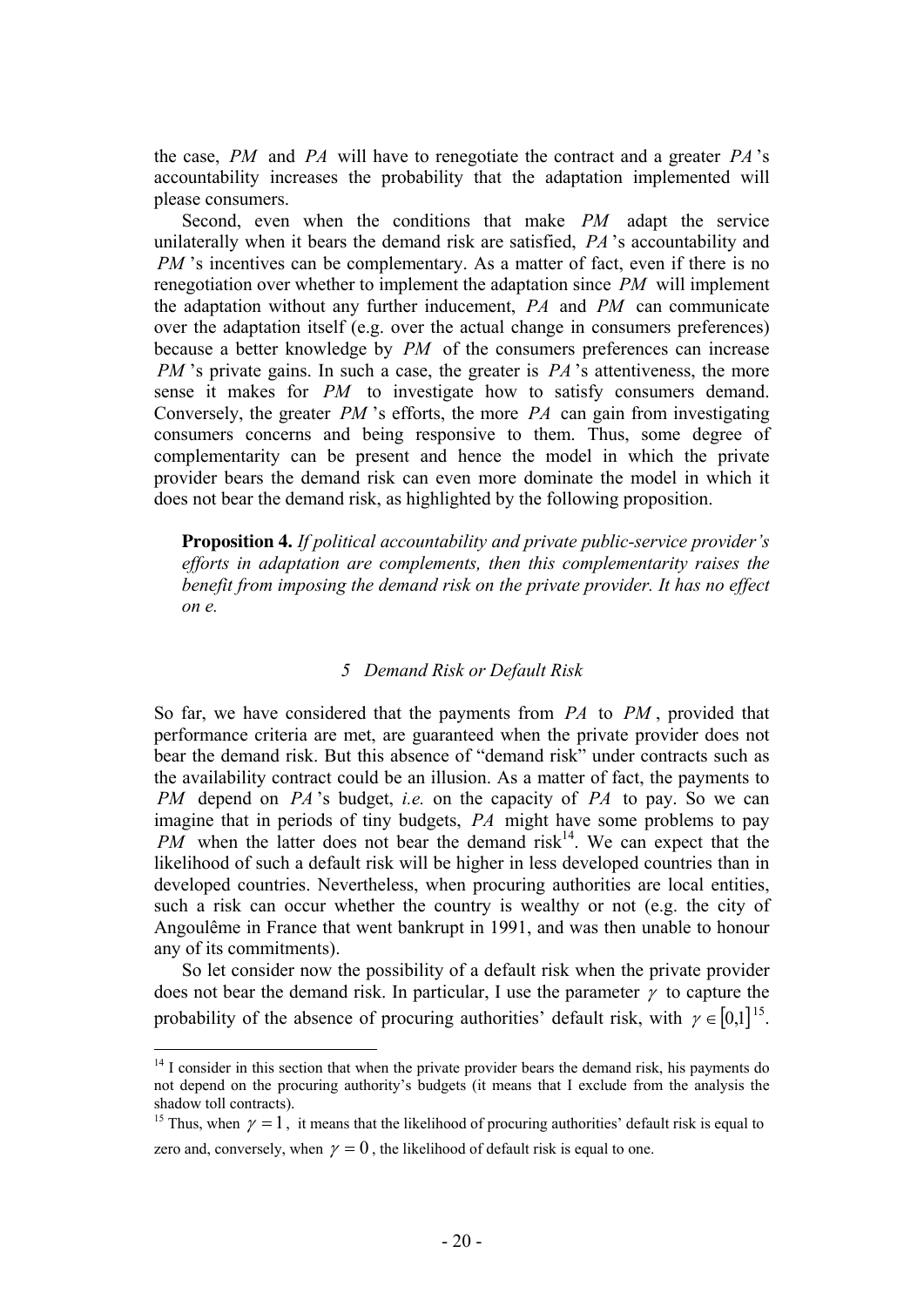the case, $PM$ and $PA$ will have to renegotiate the contract and a greater $PA$'s accountability increases the probability that the adaptation implemented will please consumers.

Second, even when the conditions that make $PM$ adapt the service unilaterally when it bears the demand risk are satisfied, $PA$'s accountability and $PM$'s incentives can be complementary. As a matter of fact, even if there is no renegotiation over whether to implement the adaptation since $PM$ will implement the adaptation without any further inducement, $PA$ and $PM$ can communicate over the adaptation itself (e.g. over the actual change in consumers preferences) because a better knowledge by $PM$ of the consumers preferences can increase $PM$'s private gains. In such a case, the greater is $PA$'s attentiveness, the more sense it makes for $PM$ to investigate how to satisfy consumers demand. Conversely, the greater $PM$'s efforts, the more $PA$ can gain from investigating consumers concerns and being responsive to them. Thus, some degree of complementarity can be present and hence the model in which the private provider bears the demand risk can even more dominate the model in which it does not bear the demand risk, as highlighted by the following proposition.

> **Proposition 4.** *If political accountability and private public-service provider's efforts in adaptation are complements, then this complementarity raises the benefit from imposing the demand risk on the private provider. It has no effect on e.*

## *5 Demand Risk or Default Risk*

So far, we have considered that the payments from $PA$ to $PM$, provided that performance criteria are met, are guaranteed when the private provider does not bear the demand risk. But this absence of "demand risk" under contracts such as the availability contract could be an illusion. As a matter of fact, the payments to $PM$ depend on $PA$'s budget, *i.e.* on the capacity of $PA$ to pay. So we can imagine that in periods of tiny budgets, $PA$ might have some problems to pay $PM$ when the latter does not bear the demand risk[14]. We can expect that the likelihood of such a default risk will be higher in less developed countries than in developed countries. Nevertheless, when procuring authorities are local entities, such a risk can occur whether the country is wealthy or not (e.g. the city of Angoulême in France that went bankrupt in 1991, and was then unable to honour any of its commitments).

So let consider now the possibility of a default risk when the private provider does not bear the demand risk. In particular, I use the parameter $\gamma$ to capture the probability of the absence of procuring authorities' default risk, with $\gamma \in [0,1]$[15].

---

[14] I consider in this section that when the private provider bears the demand risk, his payments do not depend on the procuring authority's budgets (it means that I exclude from the analysis the shadow toll contracts).

[15] Thus, when $\gamma = 1$, it means that the likelihood of procuring authorities' default risk is equal to zero and, conversely, when $\gamma = 0$, the likelihood of default risk is equal to one.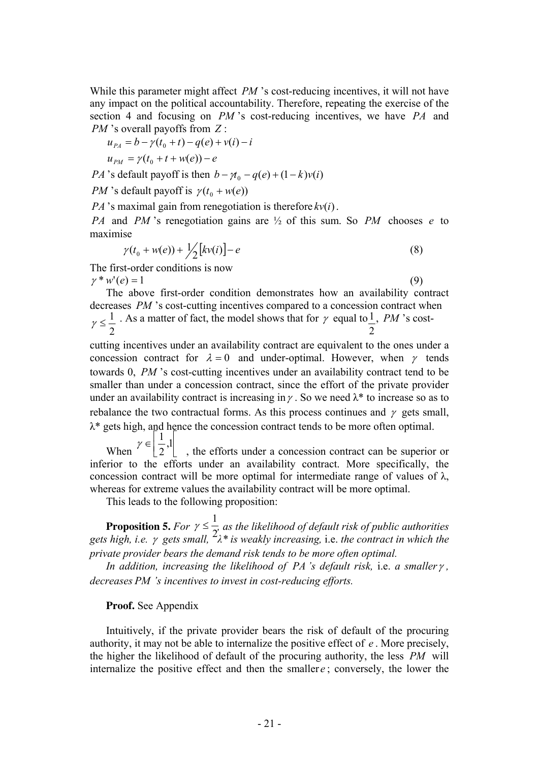While this parameter might affect $PM$ 's cost-reducing incentives, it will not have any impact on the political accountability. Therefore, repeating the exercise of the section 4 and focusing on $PM$ 's cost-reducing incentives, we have $PA$ and $PM$ 's overall payoffs from $Z$ :

$$u_{PA} = b - \gamma(t_0 + t) - q(e) + v(i) - i$$

$$u_{PM} = \gamma(t_0 + t + w(e)) - e$$

$PA$ 's default payoff is then $b - \gamma t_0 - q(e) + (1-k)v(i)$

$PM$ 's default payoff is $\gamma(t_0 + w(e))$

$PA$ 's maximal gain from renegotiation is therefore $kv(i)$.

$PA$ and $PM$ 's renegotiation gains are ½ of this sum. So $PM$ chooses $e$ to maximise

$$\gamma(t_0 + w(e)) + \frac{1}{2}[kv(i)] - e \tag{8}$$

The first-order conditions is now

$$\gamma * w'(e) = 1 \tag{9}$$

The above first-order condition demonstrates how an availability contract decreases $PM$ 's cost-cutting incentives compared to a concession contract when $\gamma \leq \frac{1}{2}$ . As a matter of fact, the model shows that for $\gamma$ equal to $\frac{1}{2}$, $PM$ 's cost-cutting incentives under an availability contract are equivalent to the ones under a concession contract for $\lambda = 0$ and under-optimal. However, when $\gamma$ tends towards 0, $PM$ 's cost-cutting incentives under an availability contract tend to be smaller than under a concession contract, since the effort of the private provider under an availability contract is increasing in $\gamma$ . So we need $\lambda^*$ to increase so as to rebalance the two contractual forms. As this process continues and $\gamma$ gets small, $\lambda^*$ gets high, and hence the concession contract tends to be more often optimal.

When $\gamma \in \left[\frac{1}{2},1\right[$ , the efforts under a concession contract can be superior or inferior to the efforts under an availability contract. More specifically, the concession contract will be more optimal for intermediate range of values of $\lambda$, whereas for extreme values the availability contract will be more optimal.

This leads to the following proposition:

**Proposition 5.** *For $\gamma \leq \frac{1}{2}$, as the likelihood of default risk of public authorities gets high, i.e. $\gamma$ gets small, $\lambda^*$ is weakly increasing,* i.e. *the contract in which the private provider bears the demand risk tends to be more often optimal.*

*In addition, increasing the likelihood of PA's default risk,* i.e. *a smaller $\gamma$, decreases PM 's incentives to invest in cost-reducing efforts.*

**Proof.** See Appendix

Intuitively, if the private provider bears the risk of default of the procuring authority, it may not be able to internalize the positive effect of $e$ . More precisely, the higher the likelihood of default of the procuring authority, the less $PM$ will internalize the positive effect and then the smaller $e$ ; conversely, the lower the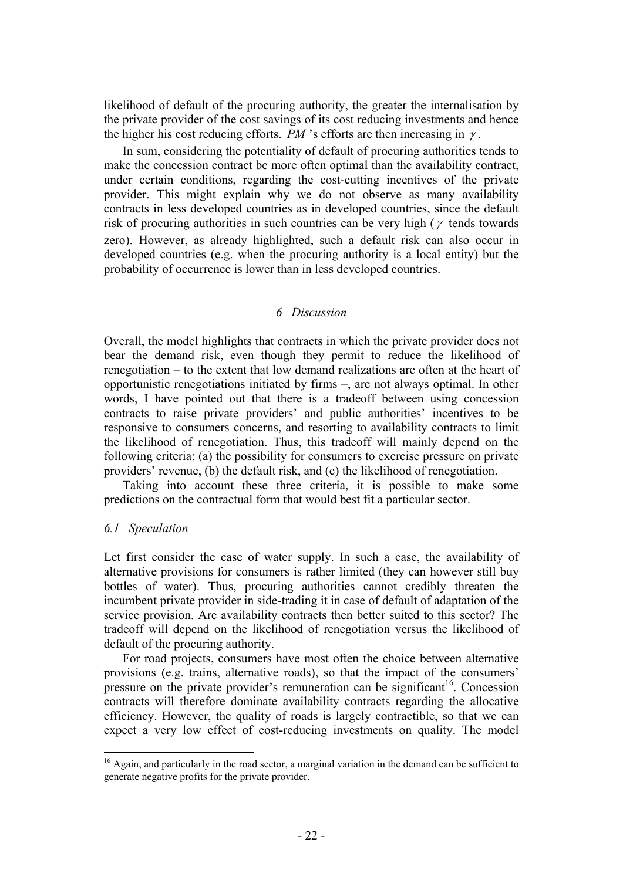likelihood of default of the procuring authority, the greater the internalisation by the private provider of the cost savings of its cost reducing investments and hence the higher his cost reducing efforts. $PM$ 's efforts are then increasing in $\gamma$ .

In sum, considering the potentiality of default of procuring authorities tends to make the concession contract be more often optimal than the availability contract, under certain conditions, regarding the cost-cutting incentives of the private provider. This might explain why we do not observe as many availability contracts in less developed countries as in developed countries, since the default risk of procuring authorities in such countries can be very high ( $\gamma$ tends towards zero). However, as already highlighted, such a default risk can also occur in developed countries (e.g. when the procuring authority is a local entity) but the probability of occurrence is lower than in less developed countries.

## *6 Discussion*

Overall, the model highlights that contracts in which the private provider does not bear the demand risk, even though they permit to reduce the likelihood of renegotiation – to the extent that low demand realizations are often at the heart of opportunistic renegotiations initiated by firms –, are not always optimal. In other words, I have pointed out that there is a tradeoff between using concession contracts to raise private providers' and public authorities' incentives to be responsive to consumers concerns, and resorting to availability contracts to limit the likelihood of renegotiation. Thus, this tradeoff will mainly depend on the following criteria: (a) the possibility for consumers to exercise pressure on private providers' revenue, (b) the default risk, and (c) the likelihood of renegotiation.

Taking into account these three criteria, it is possible to make some predictions on the contractual form that would best fit a particular sector.

### *6.1 Speculation*

Let first consider the case of water supply. In such a case, the availability of alternative provisions for consumers is rather limited (they can however still buy bottles of water). Thus, procuring authorities cannot credibly threaten the incumbent private provider in side-trading it in case of default of adaptation of the service provision. Are availability contracts then better suited to this sector? The tradeoff will depend on the likelihood of renegotiation versus the likelihood of default of the procuring authority.

For road projects, consumers have most often the choice between alternative provisions (e.g. trains, alternative roads), so that the impact of the consumers' pressure on the private provider's remuneration can be significant[16]. Concession contracts will therefore dominate availability contracts regarding the allocative efficiency. However, the quality of roads is largely contractible, so that we can expect a very low effect of cost-reducing investments on quality. The model

[16] Again, and particularly in the road sector, a marginal variation in the demand can be sufficient to generate negative profits for the private provider.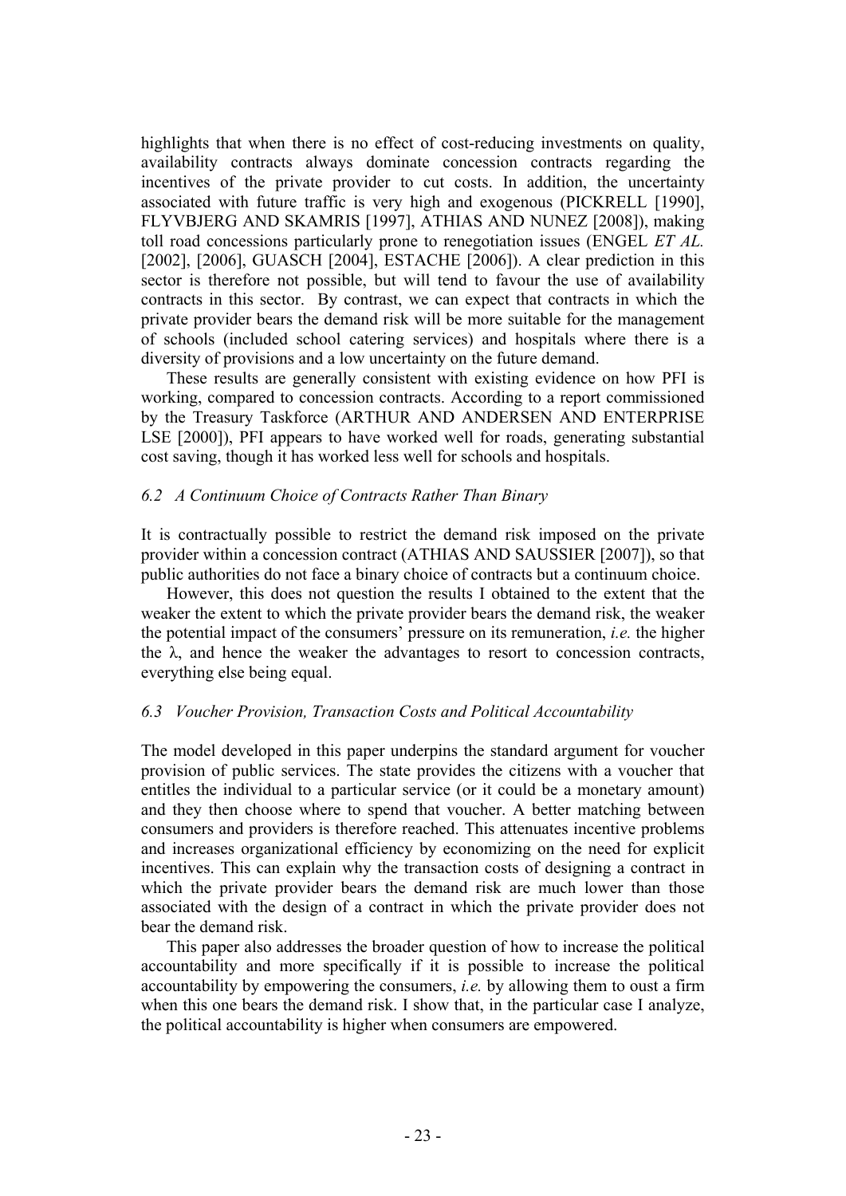highlights that when there is no effect of cost-reducing investments on quality, availability contracts always dominate concession contracts regarding the incentives of the private provider to cut costs. In addition, the uncertainty associated with future traffic is very high and exogenous (PICKRELL [1990], FLYVBJERG AND SKAMRIS [1997], ATHIAS AND NUNEZ [2008]), making toll road concessions particularly prone to renegotiation issues (ENGEL *ET AL.* [2002], [2006], GUASCH [2004], ESTACHE [2006]). A clear prediction in this sector is therefore not possible, but will tend to favour the use of availability contracts in this sector. By contrast, we can expect that contracts in which the private provider bears the demand risk will be more suitable for the management of schools (included school catering services) and hospitals where there is a diversity of provisions and a low uncertainty on the future demand.

These results are generally consistent with existing evidence on how PFI is working, compared to concession contracts. According to a report commissioned by the Treasury Taskforce (ARTHUR AND ANDERSEN AND ENTERPRISE LSE [2000]), PFI appears to have worked well for roads, generating substantial cost saving, though it has worked less well for schools and hospitals.

### *6.2 A Continuum Choice of Contracts Rather Than Binary*

It is contractually possible to restrict the demand risk imposed on the private provider within a concession contract (ATHIAS AND SAUSSIER [2007]), so that public authorities do not face a binary choice of contracts but a continuum choice.

However, this does not question the results I obtained to the extent that the weaker the extent to which the private provider bears the demand risk, the weaker the potential impact of the consumers' pressure on its remuneration, *i.e.* the higher the $\lambda$, and hence the weaker the advantages to resort to concession contracts, everything else being equal.

### *6.3 Voucher Provision, Transaction Costs and Political Accountability*

The model developed in this paper underpins the standard argument for voucher provision of public services. The state provides the citizens with a voucher that entitles the individual to a particular service (or it could be a monetary amount) and they then choose where to spend that voucher. A better matching between consumers and providers is therefore reached. This attenuates incentive problems and increases organizational efficiency by economizing on the need for explicit incentives. This can explain why the transaction costs of designing a contract in which the private provider bears the demand risk are much lower than those associated with the design of a contract in which the private provider does not bear the demand risk.

This paper also addresses the broader question of how to increase the political accountability and more specifically if it is possible to increase the political accountability by empowering the consumers, *i.e.* by allowing them to oust a firm when this one bears the demand risk. I show that, in the particular case I analyze, the political accountability is higher when consumers are empowered.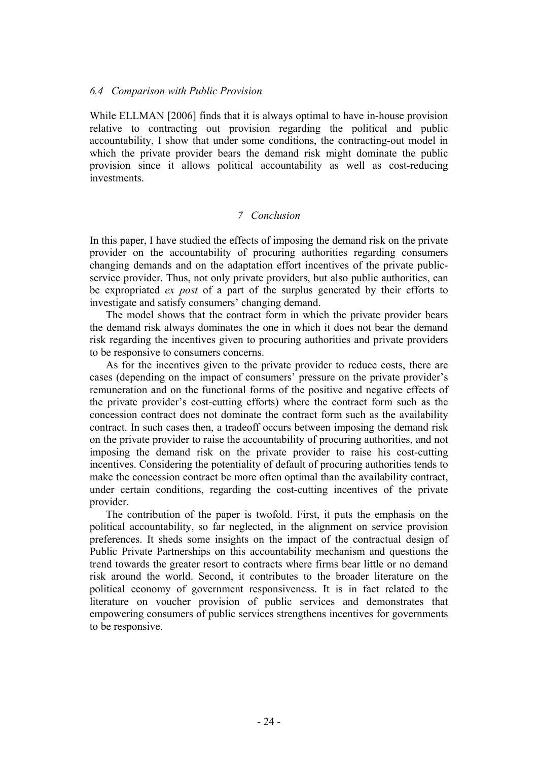### 6.4 Comparison with Public Provision

While ELLMAN [2006] finds that it is always optimal to have in-house provision relative to contracting out provision regarding the political and public accountability, I show that under some conditions, the contracting-out model in which the private provider bears the demand risk might dominate the public provision since it allows political accountability as well as cost-reducing investments.

## 7 Conclusion

In this paper, I have studied the effects of imposing the demand risk on the private provider on the accountability of procuring authorities regarding consumers changing demands and on the adaptation effort incentives of the private public-service provider. Thus, not only private providers, but also public authorities, can be expropriated *ex post* of a part of the surplus generated by their efforts to investigate and satisfy consumers' changing demand.

The model shows that the contract form in which the private provider bears the demand risk always dominates the one in which it does not bear the demand risk regarding the incentives given to procuring authorities and private providers to be responsive to consumers concerns.

As for the incentives given to the private provider to reduce costs, there are cases (depending on the impact of consumers' pressure on the private provider's remuneration and on the functional forms of the positive and negative effects of the private provider's cost-cutting efforts) where the contract form such as the concession contract does not dominate the contract form such as the availability contract. In such cases then, a tradeoff occurs between imposing the demand risk on the private provider to raise the accountability of procuring authorities, and not imposing the demand risk on the private provider to raise his cost-cutting incentives. Considering the potentiality of default of procuring authorities tends to make the concession contract be more often optimal than the availability contract, under certain conditions, regarding the cost-cutting incentives of the private provider.

The contribution of the paper is twofold. First, it puts the emphasis on the political accountability, so far neglected, in the alignment on service provision preferences. It sheds some insights on the impact of the contractual design of Public Private Partnerships on this accountability mechanism and questions the trend towards the greater resort to contracts where firms bear little or no demand risk around the world. Second, it contributes to the broader literature on the political economy of government responsiveness. It is in fact related to the literature on voucher provision of public services and demonstrates that empowering consumers of public services strengthens incentives for governments to be responsive.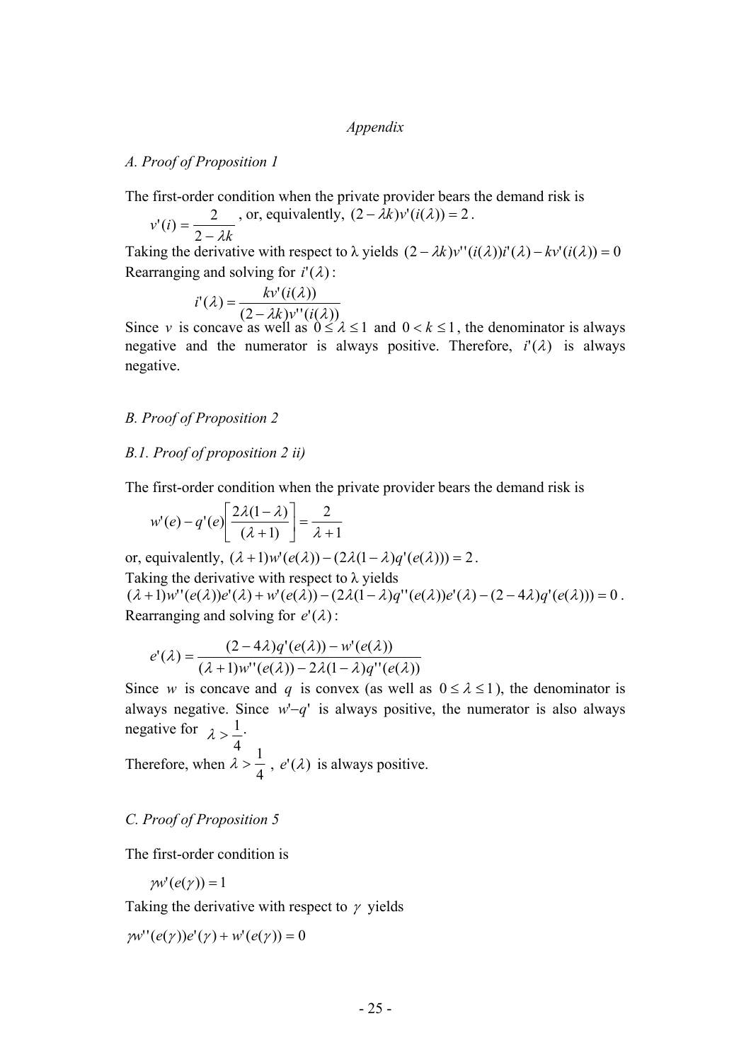*Appendix*

*A. Proof of Proposition 1*

The first-order condition when the private provider bears the demand risk is

$v'(i) = \dfrac{2}{2-\lambda k}$, or, equivalently, $(2-\lambda k)v'(i(\lambda)) = 2$.

Taking the derivative with respect to λ yields $(2-\lambda k)v''(i(\lambda))i'(\lambda) - kv'(i(\lambda)) = 0$

Rearranging and solving for $i'(\lambda)$:

$$i'(\lambda) = \frac{kv'(i(\lambda))}{(2-\lambda k)v''(i(\lambda))}$$

Since $v$ is concave as well as $0 \le \lambda \le 1$ and $0 < k \le 1$, the denominator is always negative and the numerator is always positive. Therefore, $i'(\lambda)$ is always negative.

*B. Proof of Proposition 2*

*B.1. Proof of proposition 2 ii)*

The first-order condition when the private provider bears the demand risk is

$$w'(e) - q'(e)\left[\frac{2\lambda(1-\lambda)}{(\lambda+1)}\right] = \frac{2}{\lambda+1}$$

or, equivalently, $(\lambda+1)w'(e(\lambda)) - (2\lambda(1-\lambda)q'(e(\lambda))) = 2$.

Taking the derivative with respect to λ yields

$(\lambda+1)w''(e(\lambda))e'(\lambda) + w'(e(\lambda)) - (2\lambda(1-\lambda)q''(e(\lambda))e'(\lambda) - (2-4\lambda)q'(e(\lambda))) = 0$.

Rearranging and solving for $e'(\lambda)$:

$$e'(\lambda) = \frac{(2-4\lambda)q'(e(\lambda)) - w'(e(\lambda))}{(\lambda+1)w''(e(\lambda)) - 2\lambda(1-\lambda)q''(e(\lambda))}$$

Since $w$ is concave and $q$ is convex (as well as $0 \le \lambda \le 1$), the denominator is always negative. Since $w'$–$q'$ is always positive, the numerator is also always negative for $\lambda > \dfrac{1}{4}$.

Therefore, when $\lambda > \dfrac{1}{4}$, $e'(\lambda)$ is always positive.

*C. Proof of Proposition 5*

The first-order condition is

$$\gamma w'(e(\gamma)) = 1$$

Taking the derivative with respect to $\gamma$ yields

$$\gamma w''(e(\gamma))e'(\gamma) + w'(e(\gamma)) = 0$$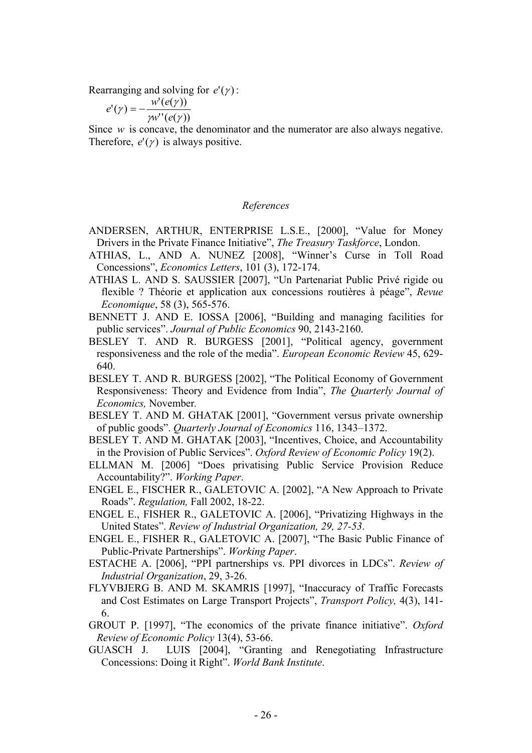Rearranging and solving for $e'(\gamma)$:

$$e'(\gamma) = -\frac{w'(e(\gamma))}{\gamma w''(e(\gamma))}$$

Since $w$ is concave, the denominator and the numerator are also always negative. Therefore, $e'(\gamma)$ is always positive.

*References*

ANDERSEN, ARTHUR, ENTERPRISE L.S.E., [2000], "Value for Money Drivers in the Private Finance Initiative", *The Treasury Taskforce*, London.

ATHIAS, L., AND A. NUNEZ [2008], "Winner's Curse in Toll Road Concessions", *Economics Letters*, 101 (3), 172-174.

ATHIAS L. AND S. SAUSSIER [2007], "Un Partenariat Public Privé rigide ou flexible ? Théorie et application aux concessions routières à péage", *Revue Economique*, 58 (3), 565-576.

BENNETT J. AND E. IOSSA [2006], "Building and managing facilities for public services". *Journal of Public Economics* 90, 2143-2160.

BESLEY T. AND R. BURGESS [2001], "Political agency, government responsiveness and the role of the media". *European Economic Review* 45, 629-640.

BESLEY T. AND R. BURGESS [2002], "The Political Economy of Government Responsiveness: Theory and Evidence from India", *The Quarterly Journal of Economics,* November.

BESLEY T. AND M. GHATAK [2001], "Government versus private ownership of public goods". *Quarterly Journal of Economics* 116, 1343–1372.

BESLEY T. AND M. GHATAK [2003], "Incentives, Choice, and Accountability in the Provision of Public Services". *Oxford Review of Economic Policy* 19(2).

ELLMAN M. [2006] "Does privatising Public Service Provision Reduce Accountability?". *Working Paper*.

ENGEL E., FISCHER R., GALETOVIC A. [2002], "A New Approach to Private Roads". *Regulation,* Fall 2002, 18-22.

ENGEL E., FISHER R., GALETOVIC A. [2006], "Privatizing Highways in the United States". *Review of Industrial Organization, 29, 27-53*.

ENGEL E., FISHER R., GALETOVIC A. [2007], "The Basic Public Finance of Public-Private Partnerships". *Working Paper*.

ESTACHE A. [2006], "PPI partnerships vs. PPI divorces in LDCs". *Review of Industrial Organization*, 29, 3-26.

FLYVBJERG B. AND M. SKAMRIS [1997], "Inaccuracy of Traffic Forecasts and Cost Estimates on Large Transport Projects", *Transport Policy,* 4(3), 141-6.

GROUT P. [1997], "The economics of the private finance initiative". *Oxford Review of Economic Policy* 13(4), 53-66.

GUASCH J. LUIS [2004], "Granting and Renegotiating Infrastructure Concessions: Doing it Right". *World Bank Institute*.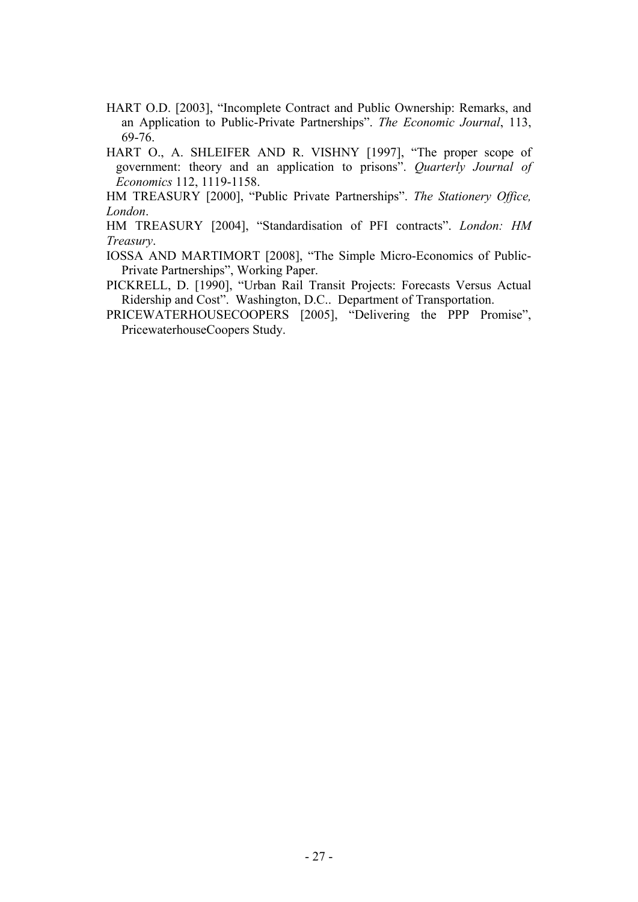HART O.D. [2003], "Incomplete Contract and Public Ownership: Remarks, and an Application to Public-Private Partnerships". *The Economic Journal*, 113, 69-76.

HART O., A. SHLEIFER AND R. VISHNY [1997], "The proper scope of government: theory and an application to prisons". *Quarterly Journal of Economics* 112, 1119-1158.

HM TREASURY [2000], "Public Private Partnerships". *The Stationery Office, London*.

HM TREASURY [2004], "Standardisation of PFI contracts". *London: HM Treasury*.

IOSSA AND MARTIMORT [2008], "The Simple Micro-Economics of Public-Private Partnerships", Working Paper.

PICKRELL, D. [1990], "Urban Rail Transit Projects: Forecasts Versus Actual Ridership and Cost". Washington, D.C.. Department of Transportation.

PRICEWATERHOUSECOOPERS [2005], "Delivering the PPP Promise", PricewaterhouseCoopers Study.